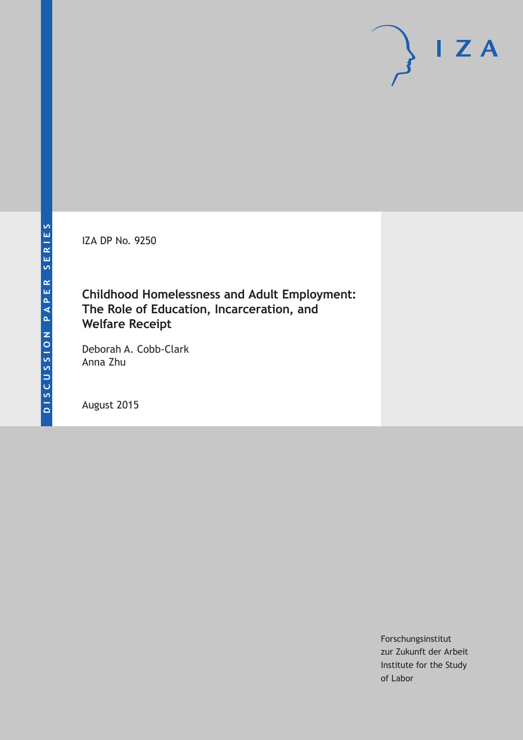DISCUSSION PAPER SERIES

IZA DP No. 9250

# Childhood Homelessness and Adult Employment: The Role of Education, Incarceration, and Welfare Receipt

Deborah A. Cobb-Clark
Anna Zhu

August 2015

Forschungsinstitut
zur Zukunft der Arbeit
Institute for the Study
of Labor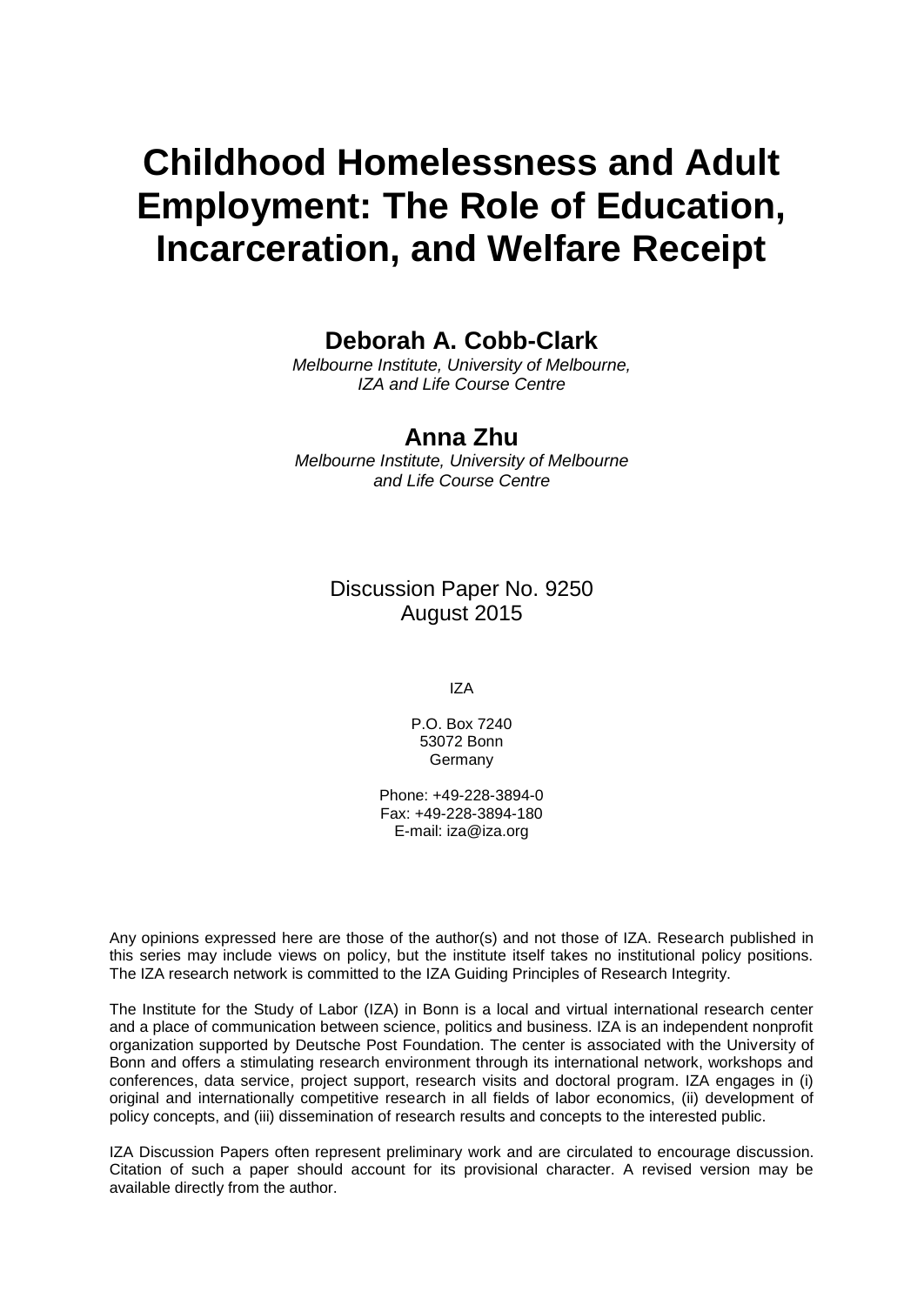# Childhood Homelessness and Adult Employment: The Role of Education, Incarceration, and Welfare Receipt

**Deborah A. Cobb-Clark**
*Melbourne Institute, University of Melbourne, IZA and Life Course Centre*

**Anna Zhu**
*Melbourne Institute, University of Melbourne and Life Course Centre*

Discussion Paper No. 9250
August 2015

IZA

P.O. Box 7240
53072 Bonn
Germany

Phone: +49-228-3894-0
Fax: +49-228-3894-180
E-mail: iza@iza.org

Any opinions expressed here are those of the author(s) and not those of IZA. Research published in this series may include views on policy, but the institute itself takes no institutional policy positions. The IZA research network is committed to the IZA Guiding Principles of Research Integrity.

The Institute for the Study of Labor (IZA) in Bonn is a local and virtual international research center and a place of communication between science, politics and business. IZA is an independent nonprofit organization supported by Deutsche Post Foundation. The center is associated with the University of Bonn and offers a stimulating research environment through its international network, workshops and conferences, data service, project support, research visits and doctoral program. IZA engages in (i) original and internationally competitive research in all fields of labor economics, (ii) development of policy concepts, and (iii) dissemination of research results and concepts to the interested public.

IZA Discussion Papers often represent preliminary work and are circulated to encourage discussion. Citation of such a paper should account for its provisional character. A revised version may be available directly from the author.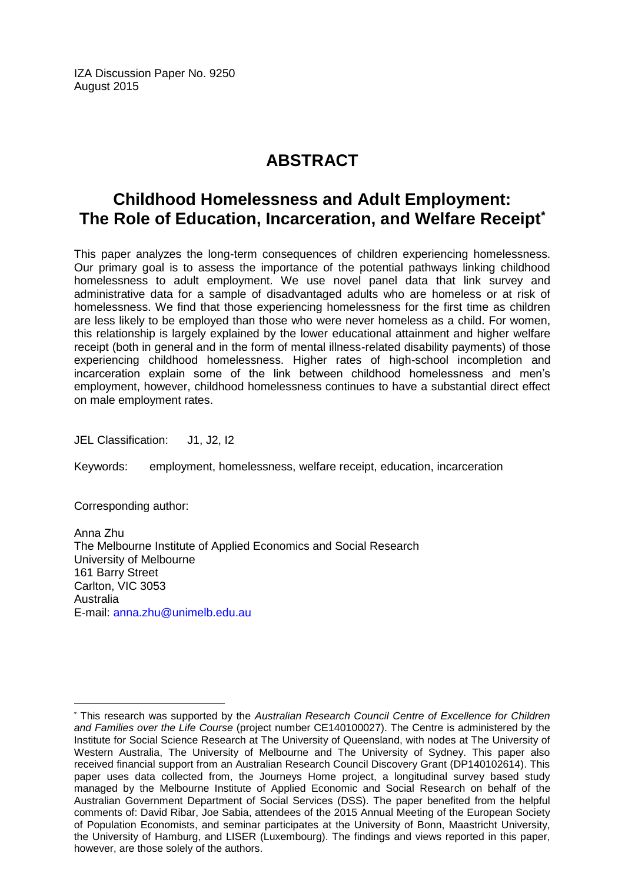IZA Discussion Paper No. 9250
August 2015

# ABSTRACT

## Childhood Homelessness and Adult Employment: The Role of Education, Incarceration, and Welfare Receipt[*]

This paper analyzes the long-term consequences of children experiencing homelessness. Our primary goal is to assess the importance of the potential pathways linking childhood homelessness to adult employment. We use novel panel data that link survey and administrative data for a sample of disadvantaged adults who are homeless or at risk of homelessness. We find that those experiencing homelessness for the first time as children are less likely to be employed than those who were never homeless as a child. For women, this relationship is largely explained by the lower educational attainment and higher welfare receipt (both in general and in the form of mental illness-related disability payments) of those experiencing childhood homelessness. Higher rates of high-school incompletion and incarceration explain some of the link between childhood homelessness and men's employment, however, childhood homelessness continues to have a substantial direct effect on male employment rates.

JEL Classification: J1, J2, I2

Keywords: employment, homelessness, welfare receipt, education, incarceration

Corresponding author:

Anna Zhu
The Melbourne Institute of Applied Economics and Social Research
University of Melbourne
161 Barry Street
Carlton, VIC 3053
Australia
E-mail: anna.zhu@unimelb.edu.au

---

[*] This research was supported by the *Australian Research Council Centre of Excellence for Children and Families over the Life Course* (project number CE140100027). The Centre is administered by the Institute for Social Science Research at The University of Queensland, with nodes at The University of Western Australia, The University of Melbourne and The University of Sydney. This paper also received financial support from an Australian Research Council Discovery Grant (DP140102614). This paper uses data collected from, the Journeys Home project, a longitudinal survey based study managed by the Melbourne Institute of Applied Economic and Social Research on behalf of the Australian Government Department of Social Services (DSS). The paper benefited from the helpful comments of: David Ribar, Joe Sabia, attendees of the 2015 Annual Meeting of the European Society of Population Economists, and seminar participates at the University of Bonn, Maastricht University, the University of Hamburg, and LISER (Luxembourg). The findings and views reported in this paper, however, are those solely of the authors.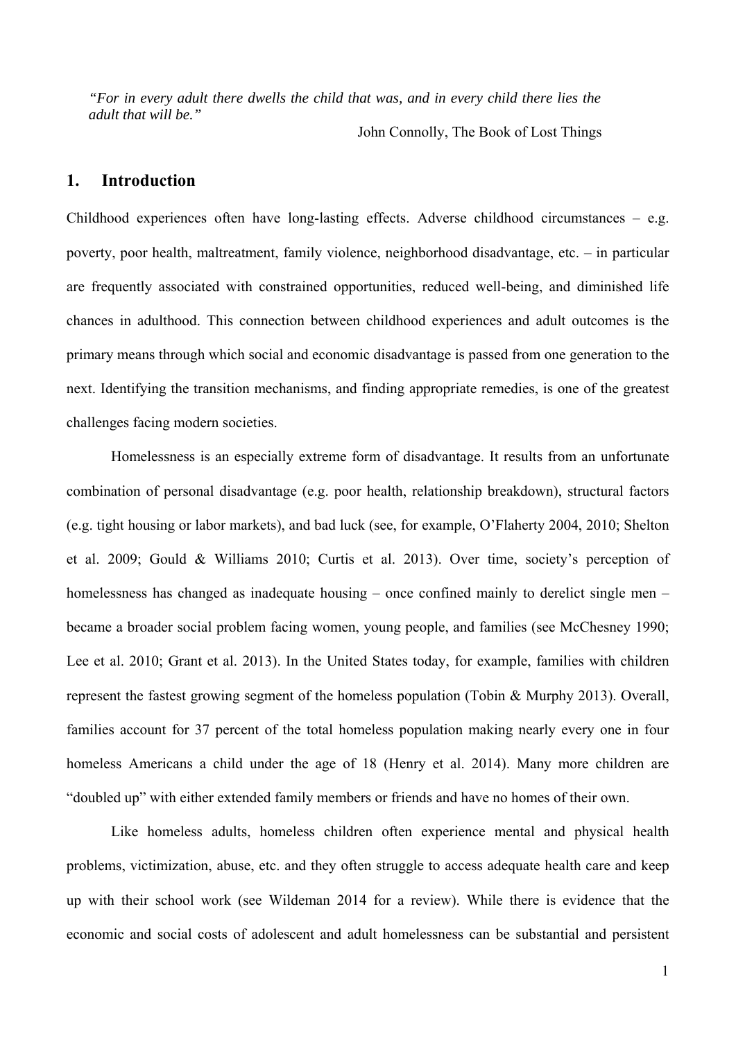*"For in every adult there dwells the child that was, and in every child there lies the adult that will be."*

John Connolly, The Book of Lost Things

## 1. Introduction

Childhood experiences often have long-lasting effects. Adverse childhood circumstances – e.g. poverty, poor health, maltreatment, family violence, neighborhood disadvantage, etc. – in particular are frequently associated with constrained opportunities, reduced well-being, and diminished life chances in adulthood. This connection between childhood experiences and adult outcomes is the primary means through which social and economic disadvantage is passed from one generation to the next. Identifying the transition mechanisms, and finding appropriate remedies, is one of the greatest challenges facing modern societies.

Homelessness is an especially extreme form of disadvantage. It results from an unfortunate combination of personal disadvantage (e.g. poor health, relationship breakdown), structural factors (e.g. tight housing or labor markets), and bad luck (see, for example, O'Flaherty 2004, 2010; Shelton et al. 2009; Gould & Williams 2010; Curtis et al. 2013). Over time, society's perception of homelessness has changed as inadequate housing – once confined mainly to derelict single men – became a broader social problem facing women, young people, and families (see McChesney 1990; Lee et al. 2010; Grant et al. 2013). In the United States today, for example, families with children represent the fastest growing segment of the homeless population (Tobin & Murphy 2013). Overall, families account for 37 percent of the total homeless population making nearly every one in four homeless Americans a child under the age of 18 (Henry et al. 2014). Many more children are "doubled up" with either extended family members or friends and have no homes of their own.

Like homeless adults, homeless children often experience mental and physical health problems, victimization, abuse, etc. and they often struggle to access adequate health care and keep up with their school work (see Wildeman 2014 for a review). While there is evidence that the economic and social costs of adolescent and adult homelessness can be substantial and persistent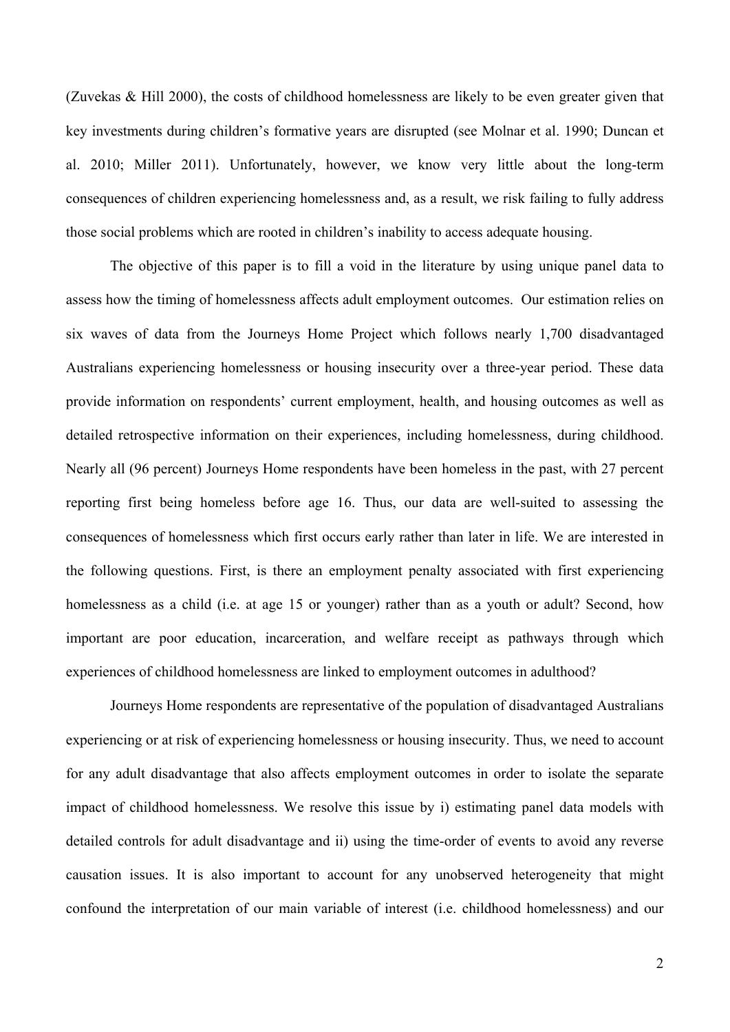(Zuvekas & Hill 2000), the costs of childhood homelessness are likely to be even greater given that key investments during children's formative years are disrupted (see Molnar et al. 1990; Duncan et al. 2010; Miller 2011). Unfortunately, however, we know very little about the long-term consequences of children experiencing homelessness and, as a result, we risk failing to fully address those social problems which are rooted in children's inability to access adequate housing.

The objective of this paper is to fill a void in the literature by using unique panel data to assess how the timing of homelessness affects adult employment outcomes. Our estimation relies on six waves of data from the Journeys Home Project which follows nearly 1,700 disadvantaged Australians experiencing homelessness or housing insecurity over a three-year period. These data provide information on respondents' current employment, health, and housing outcomes as well as detailed retrospective information on their experiences, including homelessness, during childhood. Nearly all (96 percent) Journeys Home respondents have been homeless in the past, with 27 percent reporting first being homeless before age 16. Thus, our data are well-suited to assessing the consequences of homelessness which first occurs early rather than later in life. We are interested in the following questions. First, is there an employment penalty associated with first experiencing homelessness as a child (i.e. at age 15 or younger) rather than as a youth or adult? Second, how important are poor education, incarceration, and welfare receipt as pathways through which experiences of childhood homelessness are linked to employment outcomes in adulthood?

Journeys Home respondents are representative of the population of disadvantaged Australians experiencing or at risk of experiencing homelessness or housing insecurity. Thus, we need to account for any adult disadvantage that also affects employment outcomes in order to isolate the separate impact of childhood homelessness. We resolve this issue by i) estimating panel data models with detailed controls for adult disadvantage and ii) using the time-order of events to avoid any reverse causation issues. It is also important to account for any unobserved heterogeneity that might confound the interpretation of our main variable of interest (i.e. childhood homelessness) and our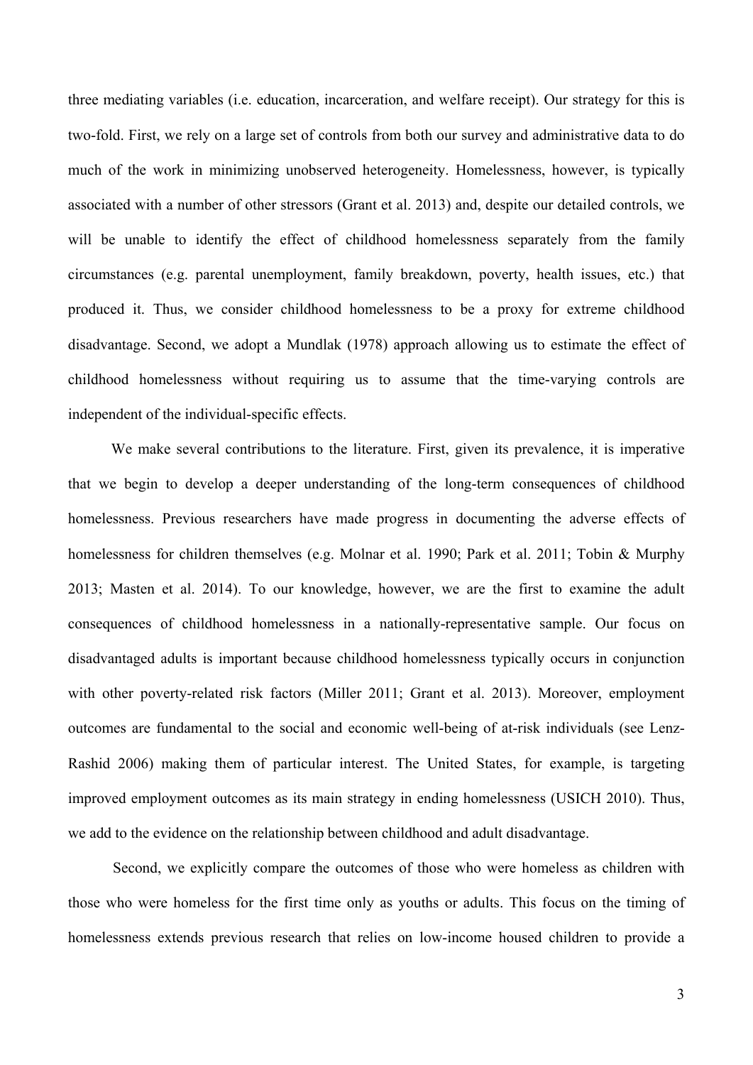three mediating variables (i.e. education, incarceration, and welfare receipt). Our strategy for this is two-fold. First, we rely on a large set of controls from both our survey and administrative data to do much of the work in minimizing unobserved heterogeneity. Homelessness, however, is typically associated with a number of other stressors (Grant et al. 2013) and, despite our detailed controls, we will be unable to identify the effect of childhood homelessness separately from the family circumstances (e.g. parental unemployment, family breakdown, poverty, health issues, etc.) that produced it. Thus, we consider childhood homelessness to be a proxy for extreme childhood disadvantage. Second, we adopt a Mundlak (1978) approach allowing us to estimate the effect of childhood homelessness without requiring us to assume that the time-varying controls are independent of the individual-specific effects.

We make several contributions to the literature. First, given its prevalence, it is imperative that we begin to develop a deeper understanding of the long-term consequences of childhood homelessness. Previous researchers have made progress in documenting the adverse effects of homelessness for children themselves (e.g. Molnar et al. 1990; Park et al. 2011; Tobin & Murphy 2013; Masten et al. 2014). To our knowledge, however, we are the first to examine the adult consequences of childhood homelessness in a nationally-representative sample. Our focus on disadvantaged adults is important because childhood homelessness typically occurs in conjunction with other poverty-related risk factors (Miller 2011; Grant et al. 2013). Moreover, employment outcomes are fundamental to the social and economic well-being of at-risk individuals (see Lenz-Rashid 2006) making them of particular interest. The United States, for example, is targeting improved employment outcomes as its main strategy in ending homelessness (USICH 2010). Thus, we add to the evidence on the relationship between childhood and adult disadvantage.

Second, we explicitly compare the outcomes of those who were homeless as children with those who were homeless for the first time only as youths or adults. This focus on the timing of homelessness extends previous research that relies on low-income housed children to provide a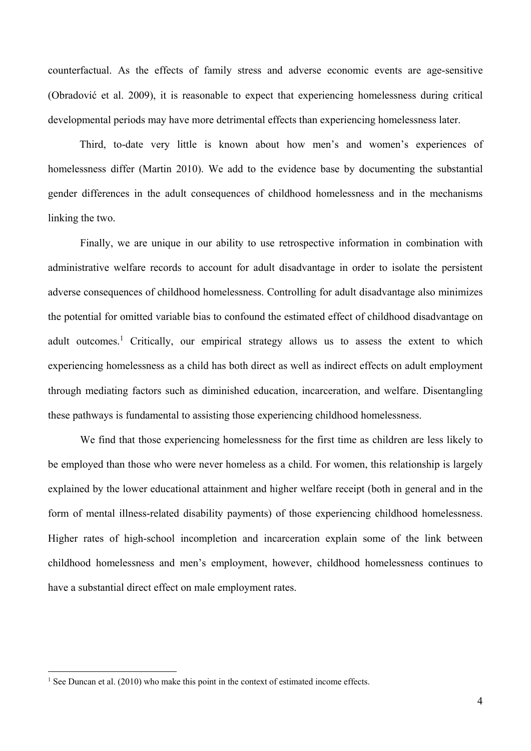counterfactual. As the effects of family stress and adverse economic events are age-sensitive (Obradović et al. 2009), it is reasonable to expect that experiencing homelessness during critical developmental periods may have more detrimental effects than experiencing homelessness later.

Third, to-date very little is known about how men's and women's experiences of homelessness differ (Martin 2010). We add to the evidence base by documenting the substantial gender differences in the adult consequences of childhood homelessness and in the mechanisms linking the two.

Finally, we are unique in our ability to use retrospective information in combination with administrative welfare records to account for adult disadvantage in order to isolate the persistent adverse consequences of childhood homelessness. Controlling for adult disadvantage also minimizes the potential for omitted variable bias to confound the estimated effect of childhood disadvantage on adult outcomes.[1] Critically, our empirical strategy allows us to assess the extent to which experiencing homelessness as a child has both direct as well as indirect effects on adult employment through mediating factors such as diminished education, incarceration, and welfare. Disentangling these pathways is fundamental to assisting those experiencing childhood homelessness.

We find that those experiencing homelessness for the first time as children are less likely to be employed than those who were never homeless as a child. For women, this relationship is largely explained by the lower educational attainment and higher welfare receipt (both in general and in the form of mental illness-related disability payments) of those experiencing childhood homelessness. Higher rates of high-school incompletion and incarceration explain some of the link between childhood homelessness and men's employment, however, childhood homelessness continues to have a substantial direct effect on male employment rates.

[1] See Duncan et al. (2010) who make this point in the context of estimated income effects.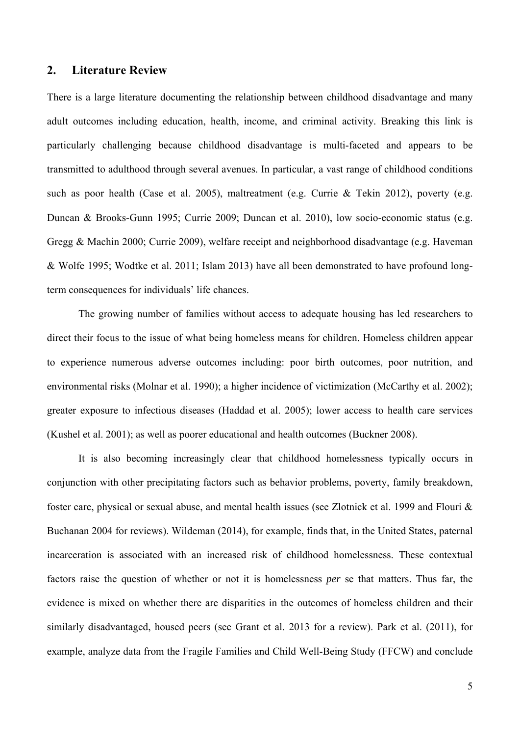## 2. Literature Review

There is a large literature documenting the relationship between childhood disadvantage and many adult outcomes including education, health, income, and criminal activity. Breaking this link is particularly challenging because childhood disadvantage is multi-faceted and appears to be transmitted to adulthood through several avenues. In particular, a vast range of childhood conditions such as poor health (Case et al. 2005), maltreatment (e.g. Currie & Tekin 2012), poverty (e.g. Duncan & Brooks-Gunn 1995; Currie 2009; Duncan et al. 2010), low socio-economic status (e.g. Gregg & Machin 2000; Currie 2009), welfare receipt and neighborhood disadvantage (e.g. Haveman & Wolfe 1995; Wodtke et al. 2011; Islam 2013) have all been demonstrated to have profound long-term consequences for individuals' life chances.

The growing number of families without access to adequate housing has led researchers to direct their focus to the issue of what being homeless means for children. Homeless children appear to experience numerous adverse outcomes including: poor birth outcomes, poor nutrition, and environmental risks (Molnar et al. 1990); a higher incidence of victimization (McCarthy et al. 2002); greater exposure to infectious diseases (Haddad et al. 2005); lower access to health care services (Kushel et al. 2001); as well as poorer educational and health outcomes (Buckner 2008).

It is also becoming increasingly clear that childhood homelessness typically occurs in conjunction with other precipitating factors such as behavior problems, poverty, family breakdown, foster care, physical or sexual abuse, and mental health issues (see Zlotnick et al. 1999 and Flouri & Buchanan 2004 for reviews). Wildeman (2014), for example, finds that, in the United States, paternal incarceration is associated with an increased risk of childhood homelessness. These contextual factors raise the question of whether or not it is homelessness *per* se that matters. Thus far, the evidence is mixed on whether there are disparities in the outcomes of homeless children and their similarly disadvantaged, housed peers (see Grant et al. 2013 for a review). Park et al. (2011), for example, analyze data from the Fragile Families and Child Well-Being Study (FFCW) and conclude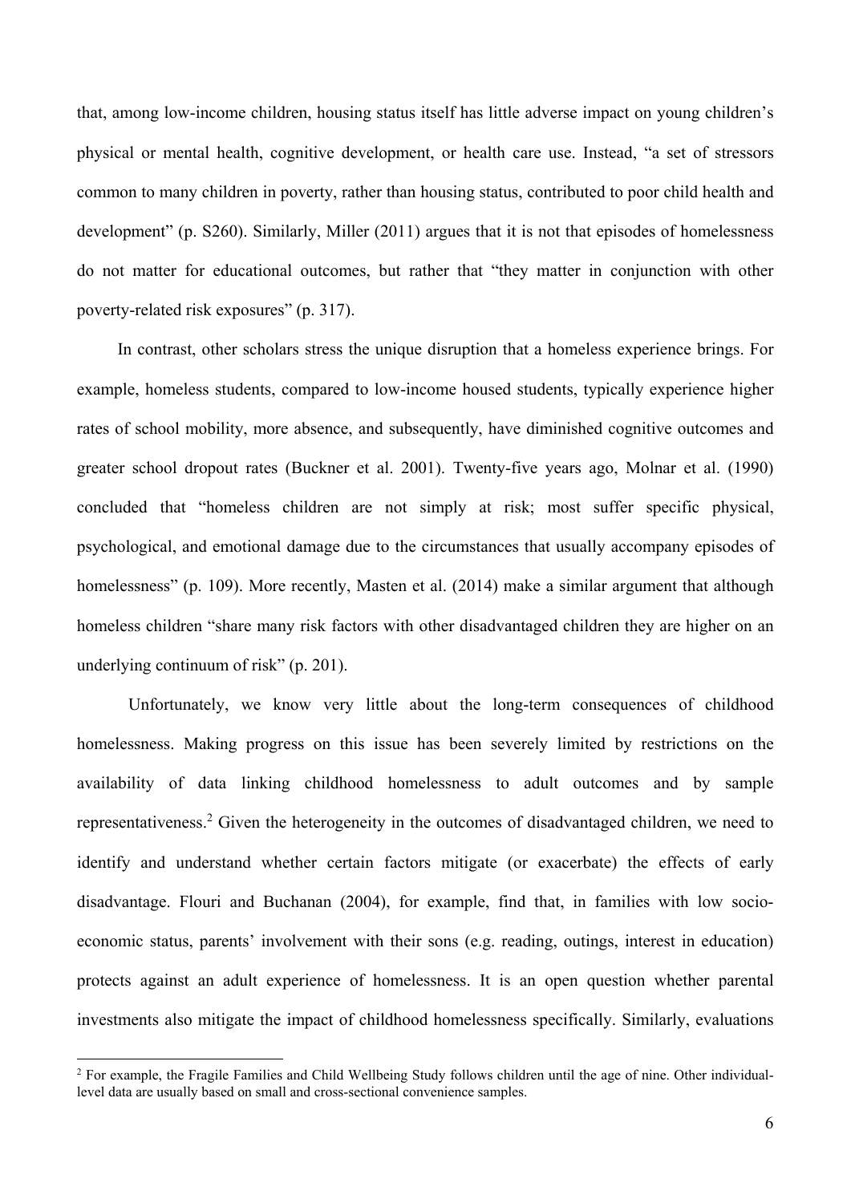that, among low-income children, housing status itself has little adverse impact on young children's physical or mental health, cognitive development, or health care use. Instead, "a set of stressors common to many children in poverty, rather than housing status, contributed to poor child health and development" (p. S260). Similarly, Miller (2011) argues that it is not that episodes of homelessness do not matter for educational outcomes, but rather that "they matter in conjunction with other poverty-related risk exposures" (p. 317).

In contrast, other scholars stress the unique disruption that a homeless experience brings. For example, homeless students, compared to low-income housed students, typically experience higher rates of school mobility, more absence, and subsequently, have diminished cognitive outcomes and greater school dropout rates (Buckner et al. 2001). Twenty-five years ago, Molnar et al. (1990) concluded that "homeless children are not simply at risk; most suffer specific physical, psychological, and emotional damage due to the circumstances that usually accompany episodes of homelessness" (p. 109). More recently, Masten et al. (2014) make a similar argument that although homeless children "share many risk factors with other disadvantaged children they are higher on an underlying continuum of risk" (p. 201).

Unfortunately, we know very little about the long-term consequences of childhood homelessness. Making progress on this issue has been severely limited by restrictions on the availability of data linking childhood homelessness to adult outcomes and by sample representativeness.[2] Given the heterogeneity in the outcomes of disadvantaged children, we need to identify and understand whether certain factors mitigate (or exacerbate) the effects of early disadvantage. Flouri and Buchanan (2004), for example, find that, in families with low socio-economic status, parents' involvement with their sons (e.g. reading, outings, interest in education) protects against an adult experience of homelessness. It is an open question whether parental investments also mitigate the impact of childhood homelessness specifically. Similarly, evaluations

[2] For example, the Fragile Families and Child Wellbeing Study follows children until the age of nine. Other individual-level data are usually based on small and cross-sectional convenience samples.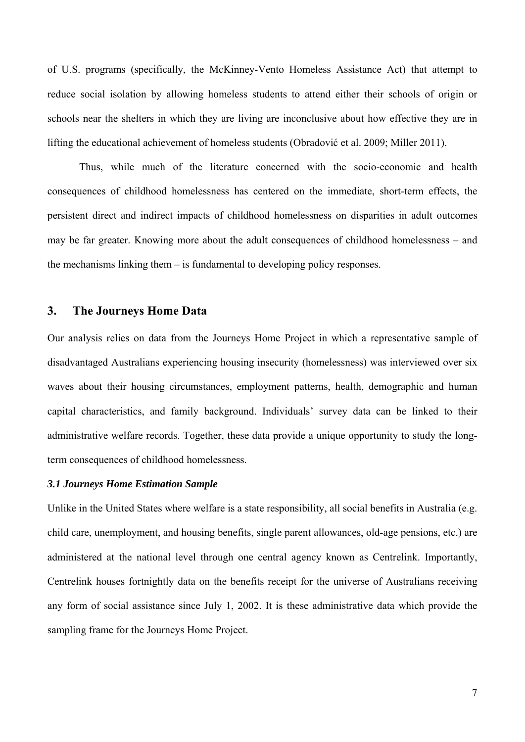of U.S. programs (specifically, the McKinney-Vento Homeless Assistance Act) that attempt to reduce social isolation by allowing homeless students to attend either their schools of origin or schools near the shelters in which they are living are inconclusive about how effective they are in lifting the educational achievement of homeless students (Obradović et al. 2009; Miller 2011).

Thus, while much of the literature concerned with the socio-economic and health consequences of childhood homelessness has centered on the immediate, short-term effects, the persistent direct and indirect impacts of childhood homelessness on disparities in adult outcomes may be far greater. Knowing more about the adult consequences of childhood homelessness – and the mechanisms linking them – is fundamental to developing policy responses.

## 3. The Journeys Home Data

Our analysis relies on data from the Journeys Home Project in which a representative sample of disadvantaged Australians experiencing housing insecurity (homelessness) was interviewed over six waves about their housing circumstances, employment patterns, health, demographic and human capital characteristics, and family background. Individuals' survey data can be linked to their administrative welfare records. Together, these data provide a unique opportunity to study the long-term consequences of childhood homelessness.

### *3.1 Journeys Home Estimation Sample*

Unlike in the United States where welfare is a state responsibility, all social benefits in Australia (e.g. child care, unemployment, and housing benefits, single parent allowances, old-age pensions, etc.) are administered at the national level through one central agency known as Centrelink. Importantly, Centrelink houses fortnightly data on the benefits receipt for the universe of Australians receiving any form of social assistance since July 1, 2002. It is these administrative data which provide the sampling frame for the Journeys Home Project.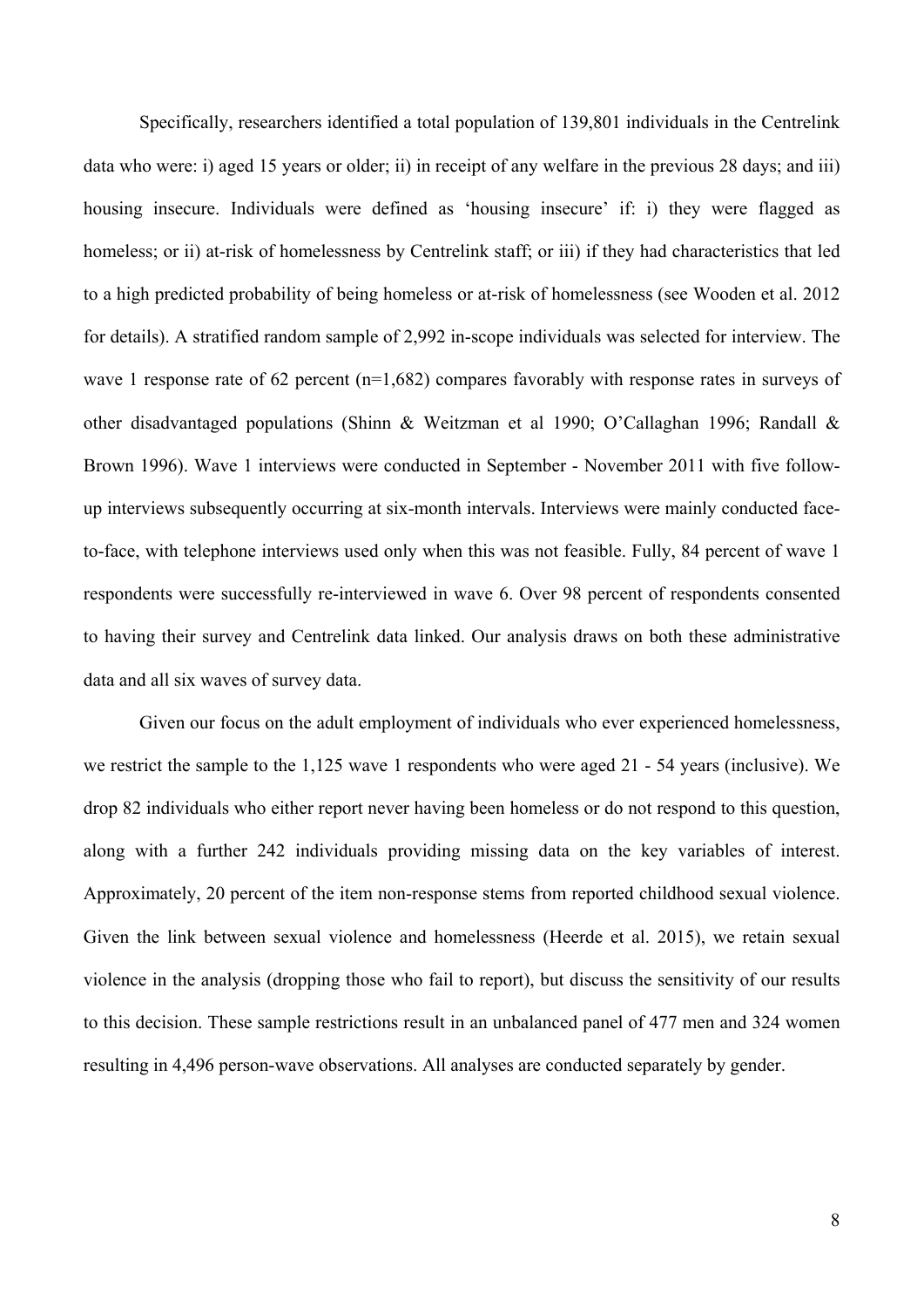Specifically, researchers identified a total population of 139,801 individuals in the Centrelink data who were: i) aged 15 years or older; ii) in receipt of any welfare in the previous 28 days; and iii) housing insecure. Individuals were defined as 'housing insecure' if: i) they were flagged as homeless; or ii) at-risk of homelessness by Centrelink staff; or iii) if they had characteristics that led to a high predicted probability of being homeless or at-risk of homelessness (see Wooden et al. 2012 for details). A stratified random sample of 2,992 in-scope individuals was selected for interview. The wave 1 response rate of 62 percent (n=1,682) compares favorably with response rates in surveys of other disadvantaged populations (Shinn & Weitzman et al 1990; O'Callaghan 1996; Randall & Brown 1996). Wave 1 interviews were conducted in September - November 2011 with five follow-up interviews subsequently occurring at six-month intervals. Interviews were mainly conducted face-to-face, with telephone interviews used only when this was not feasible. Fully, 84 percent of wave 1 respondents were successfully re-interviewed in wave 6. Over 98 percent of respondents consented to having their survey and Centrelink data linked. Our analysis draws on both these administrative data and all six waves of survey data.

Given our focus on the adult employment of individuals who ever experienced homelessness, we restrict the sample to the 1,125 wave 1 respondents who were aged 21 - 54 years (inclusive). We drop 82 individuals who either report never having been homeless or do not respond to this question, along with a further 242 individuals providing missing data on the key variables of interest. Approximately, 20 percent of the item non-response stems from reported childhood sexual violence. Given the link between sexual violence and homelessness (Heerde et al. 2015), we retain sexual violence in the analysis (dropping those who fail to report), but discuss the sensitivity of our results to this decision. These sample restrictions result in an unbalanced panel of 477 men and 324 women resulting in 4,496 person-wave observations. All analyses are conducted separately by gender.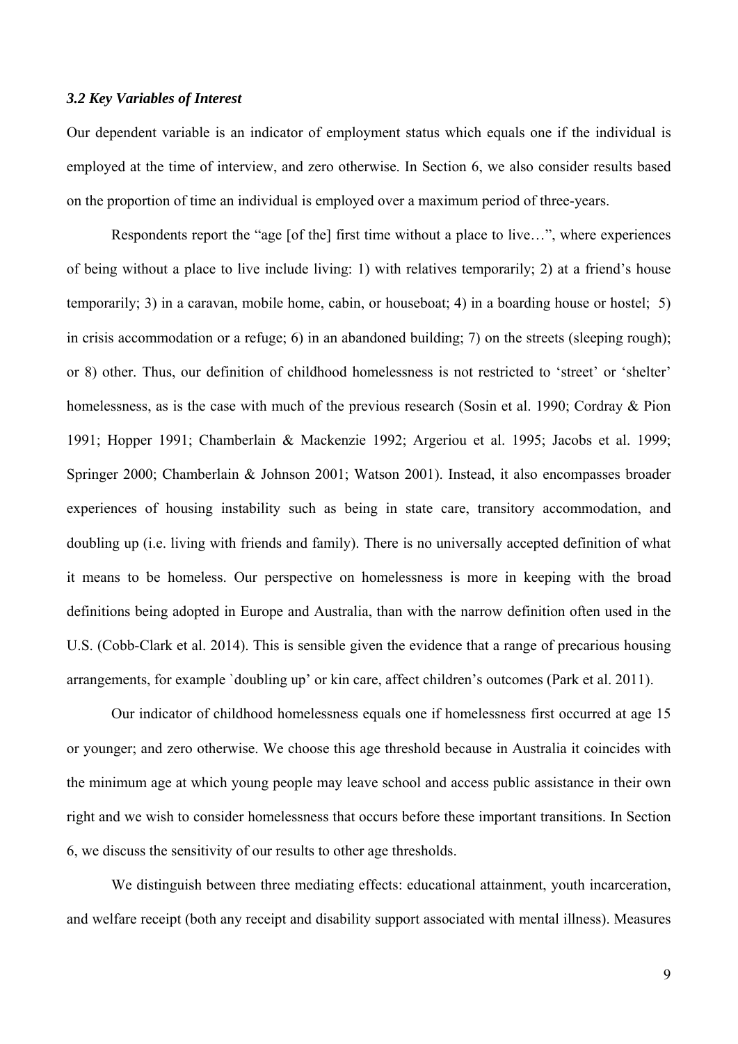### *3.2 Key Variables of Interest*

Our dependent variable is an indicator of employment status which equals one if the individual is employed at the time of interview, and zero otherwise. In Section 6, we also consider results based on the proportion of time an individual is employed over a maximum period of three-years.

Respondents report the "age [of the] first time without a place to live…", where experiences of being without a place to live include living: 1) with relatives temporarily; 2) at a friend's house temporarily; 3) in a caravan, mobile home, cabin, or houseboat; 4) in a boarding house or hostel; 5) in crisis accommodation or a refuge; 6) in an abandoned building; 7) on the streets (sleeping rough); or 8) other. Thus, our definition of childhood homelessness is not restricted to 'street' or 'shelter' homelessness, as is the case with much of the previous research (Sosin et al. 1990; Cordray & Pion 1991; Hopper 1991; Chamberlain & Mackenzie 1992; Argeriou et al. 1995; Jacobs et al. 1999; Springer 2000; Chamberlain & Johnson 2001; Watson 2001). Instead, it also encompasses broader experiences of housing instability such as being in state care, transitory accommodation, and doubling up (i.e. living with friends and family). There is no universally accepted definition of what it means to be homeless. Our perspective on homelessness is more in keeping with the broad definitions being adopted in Europe and Australia, than with the narrow definition often used in the U.S. (Cobb-Clark et al. 2014). This is sensible given the evidence that a range of precarious housing arrangements, for example `doubling up' or kin care, affect children's outcomes (Park et al. 2011).

Our indicator of childhood homelessness equals one if homelessness first occurred at age 15 or younger; and zero otherwise. We choose this age threshold because in Australia it coincides with the minimum age at which young people may leave school and access public assistance in their own right and we wish to consider homelessness that occurs before these important transitions. In Section 6, we discuss the sensitivity of our results to other age thresholds.

We distinguish between three mediating effects: educational attainment, youth incarceration, and welfare receipt (both any receipt and disability support associated with mental illness). Measures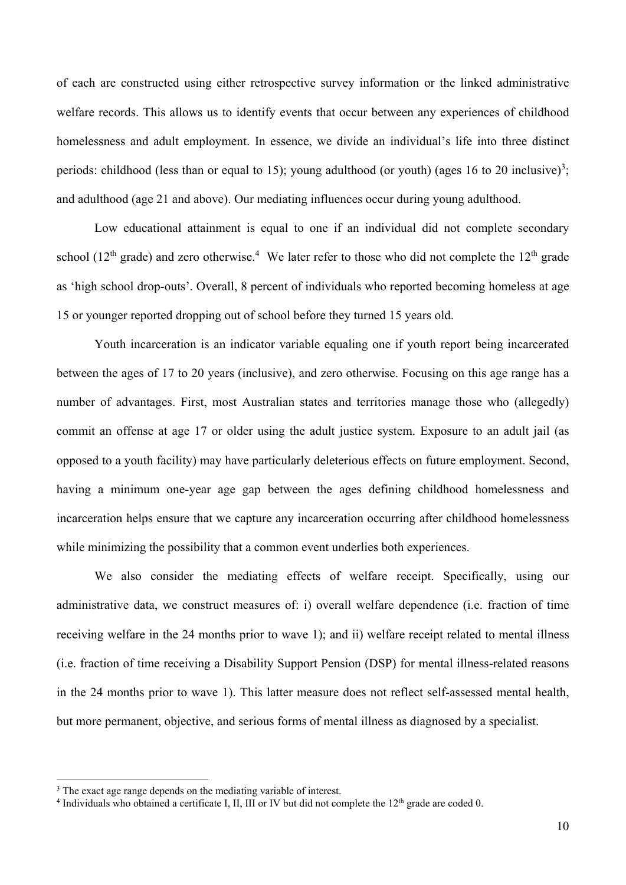of each are constructed using either retrospective survey information or the linked administrative welfare records. This allows us to identify events that occur between any experiences of childhood homelessness and adult employment. In essence, we divide an individual's life into three distinct periods: childhood (less than or equal to 15); young adulthood (or youth) (ages 16 to 20 inclusive)[3]; and adulthood (age 21 and above). Our mediating influences occur during young adulthood.

Low educational attainment is equal to one if an individual did not complete secondary school (12th grade) and zero otherwise.[4] We later refer to those who did not complete the 12th grade as 'high school drop-outs'. Overall, 8 percent of individuals who reported becoming homeless at age 15 or younger reported dropping out of school before they turned 15 years old.

Youth incarceration is an indicator variable equaling one if youth report being incarcerated between the ages of 17 to 20 years (inclusive), and zero otherwise. Focusing on this age range has a number of advantages. First, most Australian states and territories manage those who (allegedly) commit an offense at age 17 or older using the adult justice system. Exposure to an adult jail (as opposed to a youth facility) may have particularly deleterious effects on future employment. Second, having a minimum one-year age gap between the ages defining childhood homelessness and incarceration helps ensure that we capture any incarceration occurring after childhood homelessness while minimizing the possibility that a common event underlies both experiences.

We also consider the mediating effects of welfare receipt. Specifically, using our administrative data, we construct measures of: i) overall welfare dependence (i.e. fraction of time receiving welfare in the 24 months prior to wave 1); and ii) welfare receipt related to mental illness (i.e. fraction of time receiving a Disability Support Pension (DSP) for mental illness-related reasons in the 24 months prior to wave 1). This latter measure does not reflect self-assessed mental health, but more permanent, objective, and serious forms of mental illness as diagnosed by a specialist.

---

[3] The exact age range depends on the mediating variable of interest.

[4] Individuals who obtained a certificate I, II, III or IV but did not complete the 12th grade are coded 0.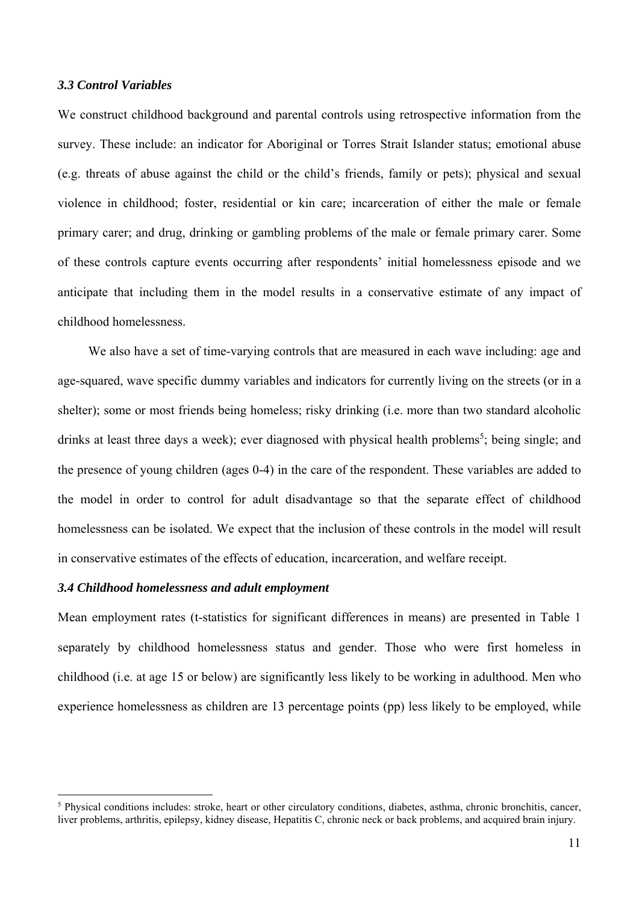### *3.3 Control Variables*

We construct childhood background and parental controls using retrospective information from the survey. These include: an indicator for Aboriginal or Torres Strait Islander status; emotional abuse (e.g. threats of abuse against the child or the child's friends, family or pets); physical and sexual violence in childhood; foster, residential or kin care; incarceration of either the male or female primary carer; and drug, drinking or gambling problems of the male or female primary carer. Some of these controls capture events occurring after respondents' initial homelessness episode and we anticipate that including them in the model results in a conservative estimate of any impact of childhood homelessness.

We also have a set of time-varying controls that are measured in each wave including: age and age-squared, wave specific dummy variables and indicators for currently living on the streets (or in a shelter); some or most friends being homeless; risky drinking (i.e. more than two standard alcoholic drinks at least three days a week); ever diagnosed with physical health problems[5]; being single; and the presence of young children (ages 0-4) in the care of the respondent. These variables are added to the model in order to control for adult disadvantage so that the separate effect of childhood homelessness can be isolated. We expect that the inclusion of these controls in the model will result in conservative estimates of the effects of education, incarceration, and welfare receipt.

### *3.4 Childhood homelessness and adult employment*

Mean employment rates (t-statistics for significant differences in means) are presented in Table 1 separately by childhood homelessness status and gender. Those who were first homeless in childhood (i.e. at age 15 or below) are significantly less likely to be working in adulthood. Men who experience homelessness as children are 13 percentage points (pp) less likely to be employed, while

[5] Physical conditions includes: stroke, heart or other circulatory conditions, diabetes, asthma, chronic bronchitis, cancer, liver problems, arthritis, epilepsy, kidney disease, Hepatitis C, chronic neck or back problems, and acquired brain injury.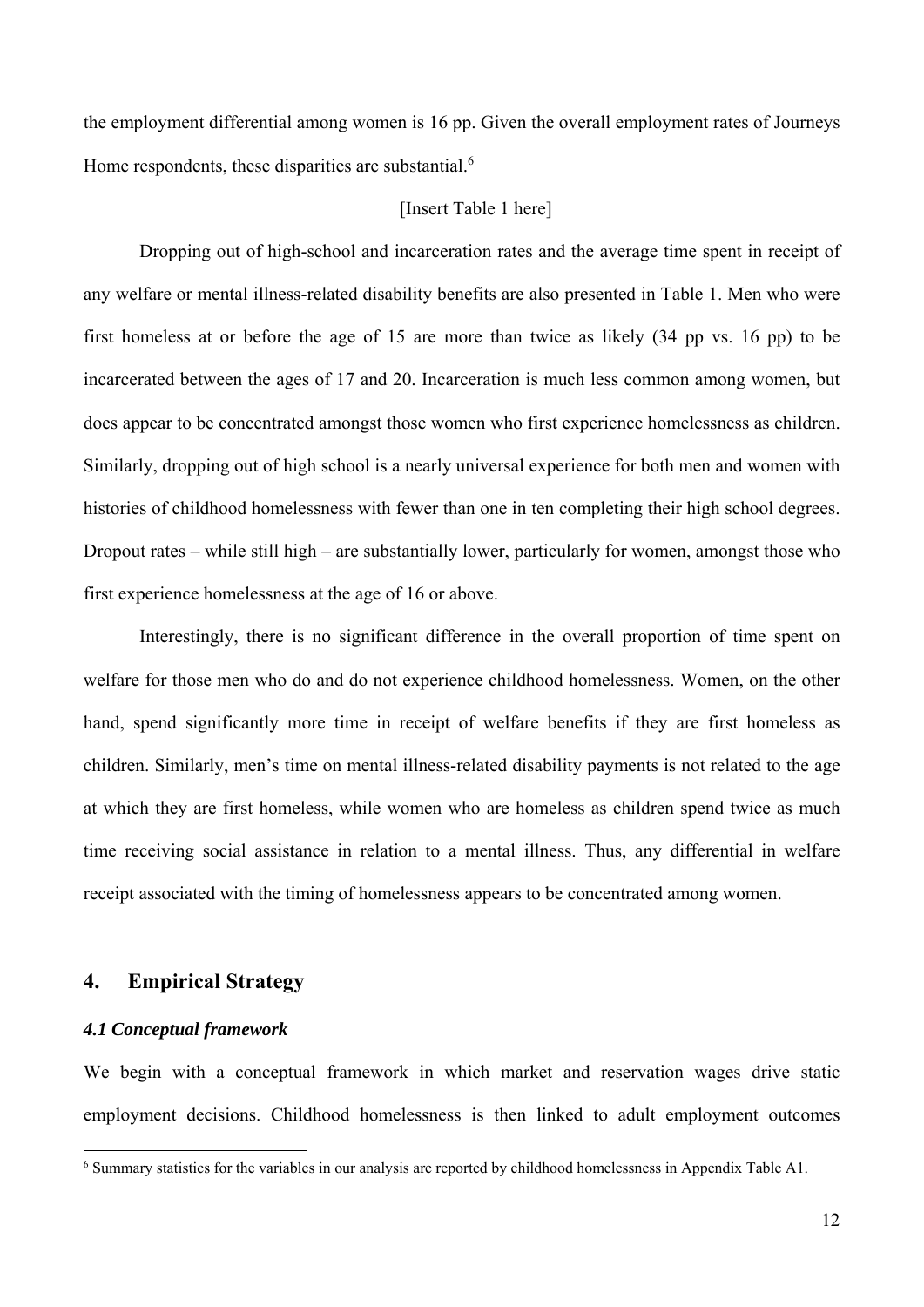the employment differential among women is 16 pp. Given the overall employment rates of Journeys Home respondents, these disparities are substantial.[6]

[Insert Table 1 here]

Dropping out of high-school and incarceration rates and the average time spent in receipt of any welfare or mental illness-related disability benefits are also presented in Table 1. Men who were first homeless at or before the age of 15 are more than twice as likely (34 pp vs. 16 pp) to be incarcerated between the ages of 17 and 20. Incarceration is much less common among women, but does appear to be concentrated amongst those women who first experience homelessness as children. Similarly, dropping out of high school is a nearly universal experience for both men and women with histories of childhood homelessness with fewer than one in ten completing their high school degrees. Dropout rates – while still high – are substantially lower, particularly for women, amongst those who first experience homelessness at the age of 16 or above.

Interestingly, there is no significant difference in the overall proportion of time spent on welfare for those men who do and do not experience childhood homelessness. Women, on the other hand, spend significantly more time in receipt of welfare benefits if they are first homeless as children. Similarly, men's time on mental illness-related disability payments is not related to the age at which they are first homeless, while women who are homeless as children spend twice as much time receiving social assistance in relation to a mental illness. Thus, any differential in welfare receipt associated with the timing of homelessness appears to be concentrated among women.

## 4. Empirical Strategy

### *4.1 Conceptual framework*

We begin with a conceptual framework in which market and reservation wages drive static employment decisions. Childhood homelessness is then linked to adult employment outcomes

[6] Summary statistics for the variables in our analysis are reported by childhood homelessness in Appendix Table A1.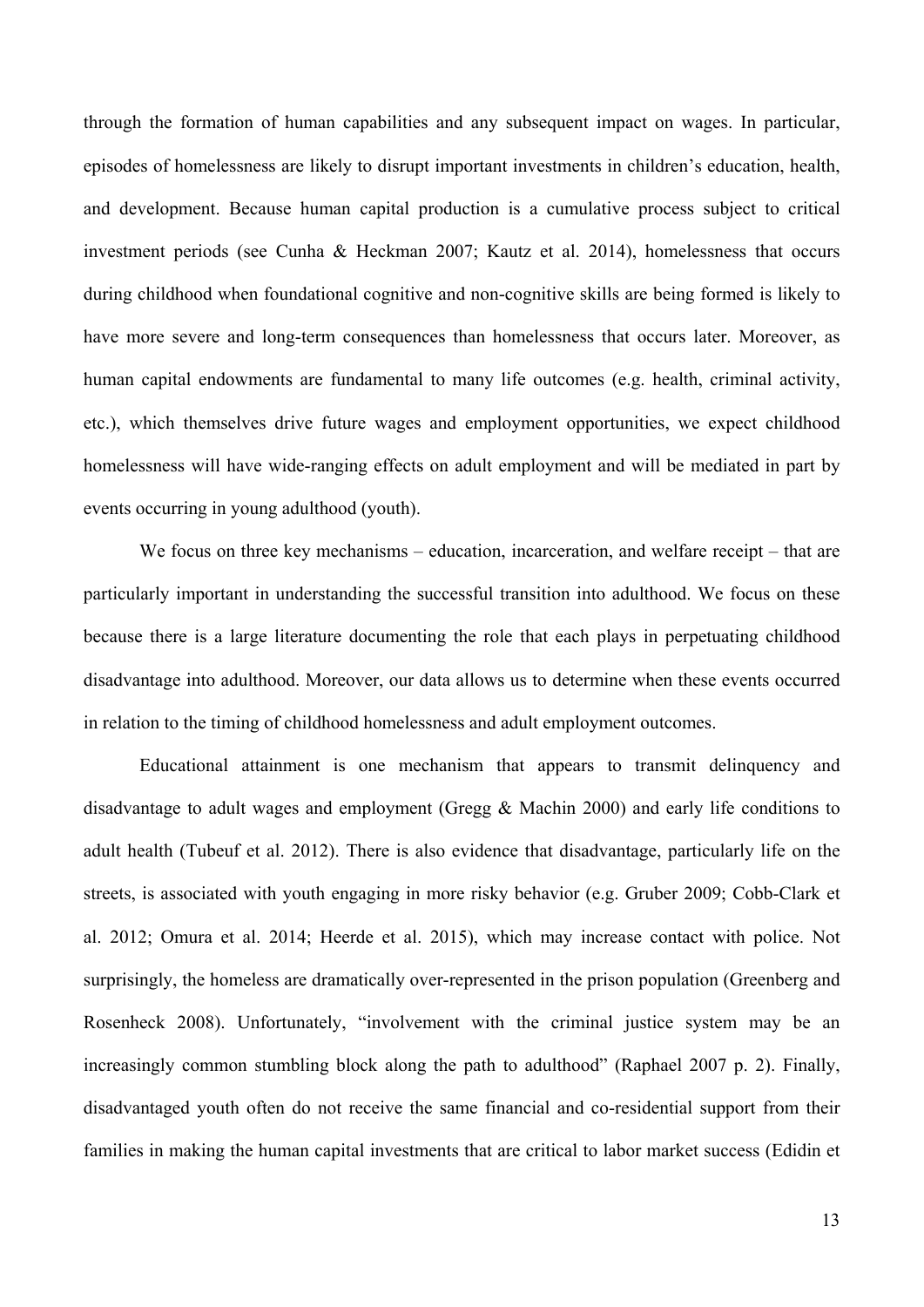through the formation of human capabilities and any subsequent impact on wages. In particular, episodes of homelessness are likely to disrupt important investments in children's education, health, and development. Because human capital production is a cumulative process subject to critical investment periods (see Cunha & Heckman 2007; Kautz et al. 2014), homelessness that occurs during childhood when foundational cognitive and non-cognitive skills are being formed is likely to have more severe and long-term consequences than homelessness that occurs later. Moreover, as human capital endowments are fundamental to many life outcomes (e.g. health, criminal activity, etc.), which themselves drive future wages and employment opportunities, we expect childhood homelessness will have wide-ranging effects on adult employment and will be mediated in part by events occurring in young adulthood (youth).

We focus on three key mechanisms – education, incarceration, and welfare receipt – that are particularly important in understanding the successful transition into adulthood. We focus on these because there is a large literature documenting the role that each plays in perpetuating childhood disadvantage into adulthood. Moreover, our data allows us to determine when these events occurred in relation to the timing of childhood homelessness and adult employment outcomes.

Educational attainment is one mechanism that appears to transmit delinquency and disadvantage to adult wages and employment (Gregg & Machin 2000) and early life conditions to adult health (Tubeuf et al. 2012). There is also evidence that disadvantage, particularly life on the streets, is associated with youth engaging in more risky behavior (e.g. Gruber 2009; Cobb-Clark et al. 2012; Omura et al. 2014; Heerde et al. 2015), which may increase contact with police. Not surprisingly, the homeless are dramatically over-represented in the prison population (Greenberg and Rosenheck 2008). Unfortunately, "involvement with the criminal justice system may be an increasingly common stumbling block along the path to adulthood" (Raphael 2007 p. 2). Finally, disadvantaged youth often do not receive the same financial and co-residential support from their families in making the human capital investments that are critical to labor market success (Edidin et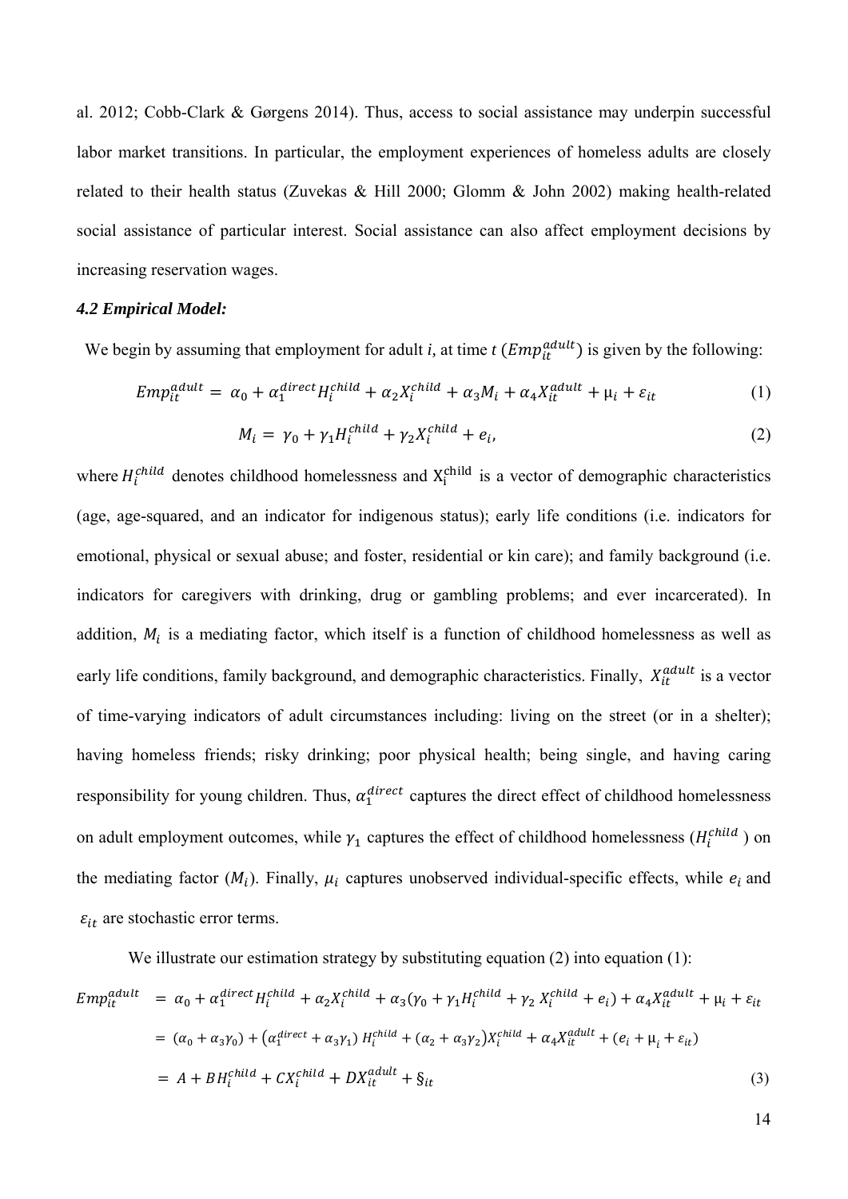al. 2012; Cobb-Clark & Gørgens 2014). Thus, access to social assistance may underpin successful labor market transitions. In particular, the employment experiences of homeless adults are closely related to their health status (Zuvekas & Hill 2000; Glomm & John 2002) making health-related social assistance of particular interest. Social assistance can also affect employment decisions by increasing reservation wages.

### *4.2 Empirical Model:*

We begin by assuming that employment for adult *i*, at time *t* ($Emp_{it}^{adult}$) is given by the following:

$$Emp_{it}^{adult} = \alpha_0 + \alpha_1^{direct} H_i^{child} + \alpha_2 X_i^{child} + \alpha_3 M_i + \alpha_4 X_{it}^{adult} + \mu_i + \varepsilon_{it} \tag{1}$$

$$M_i = \gamma_0 + \gamma_1 H_i^{child} + \gamma_2 X_i^{child} + e_i, \tag{2}$$

where $H_i^{child}$ denotes childhood homelessness and $X_i^{child}$ is a vector of demographic characteristics (age, age-squared, and an indicator for indigenous status); early life conditions (i.e. indicators for emotional, physical or sexual abuse; and foster, residential or kin care); and family background (i.e. indicators for caregivers with drinking, drug or gambling problems; and ever incarcerated). In addition, $M_i$ is a mediating factor, which itself is a function of childhood homelessness as well as early life conditions, family background, and demographic characteristics. Finally, $X_{it}^{adult}$ is a vector of time-varying indicators of adult circumstances including: living on the street (or in a shelter); having homeless friends; risky drinking; poor physical health; being single, and having caring responsibility for young children. Thus, $\alpha_1^{direct}$ captures the direct effect of childhood homelessness on adult employment outcomes, while $\gamma_1$ captures the effect of childhood homelessness ($H_i^{child}$) on the mediating factor ($M_i$). Finally, $\mu_i$ captures unobserved individual-specific effects, while $e_i$ and $\varepsilon_{it}$ are stochastic error terms.

We illustrate our estimation strategy by substituting equation (2) into equation (1):

$$\begin{aligned} Emp_{it}^{adult} &= \alpha_0 + \alpha_1^{direct} H_i^{child} + \alpha_2 X_i^{child} + \alpha_3(\gamma_0 + \gamma_1 H_i^{child} + \gamma_2 X_i^{child} + e_i) + \alpha_4 X_{it}^{adult} + \mu_i + \varepsilon_{it} \\ &= (\alpha_0 + \alpha_3\gamma_0) + (\alpha_1^{direct} + \alpha_3\gamma_1) H_i^{child} + (\alpha_2 + \alpha_3\gamma_2) X_i^{child} + \alpha_4 X_{it}^{adult} + (e_i + \mu_i + \varepsilon_{it}) \\ &= A + B H_i^{child} + C X_i^{child} + D X_{it}^{adult} + \S_{it} \end{aligned} \tag{3}$$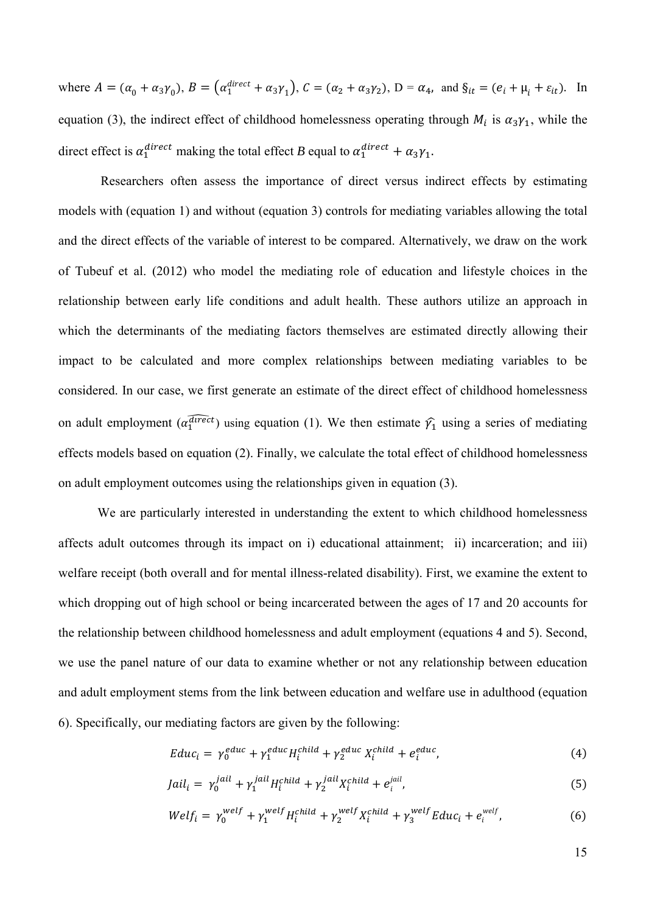where $A = (\alpha_0 + \alpha_3\gamma_0)$, $B = (\alpha_1^{direct} + \alpha_3\gamma_1)$, $C = (\alpha_2 + \alpha_3\gamma_2)$, D = $\alpha_4$, and $\S_{it} = (e_i + \mu_i + \varepsilon_{it})$. In equation (3), the indirect effect of childhood homelessness operating through $M_i$ is $\alpha_3\gamma_1$, while the direct effect is $\alpha_1^{direct}$ making the total effect $B$ equal to $\alpha_1^{direct} + \alpha_3\gamma_1$.

Researchers often assess the importance of direct versus indirect effects by estimating models with (equation 1) and without (equation 3) controls for mediating variables allowing the total and the direct effects of the variable of interest to be compared. Alternatively, we draw on the work of Tubeuf et al. (2012) who model the mediating role of education and lifestyle choices in the relationship between early life conditions and adult health. These authors utilize an approach in which the determinants of the mediating factors themselves are estimated directly allowing their impact to be calculated and more complex relationships between mediating variables to be considered. In our case, we first generate an estimate of the direct effect of childhood homelessness on adult employment ($\widehat{\alpha_1^{direct}}$) using equation (1). We then estimate $\widehat{\gamma_1}$ using a series of mediating effects models based on equation (2). Finally, we calculate the total effect of childhood homelessness on adult employment outcomes using the relationships given in equation (3).

We are particularly interested in understanding the extent to which childhood homelessness affects adult outcomes through its impact on i) educational attainment; ii) incarceration; and iii) welfare receipt (both overall and for mental illness-related disability). First, we examine the extent to which dropping out of high school or being incarcerated between the ages of 17 and 20 accounts for the relationship between childhood homelessness and adult employment (equations 4 and 5). Second, we use the panel nature of our data to examine whether or not any relationship between education and adult employment stems from the link between education and welfare use in adulthood (equation 6). Specifically, our mediating factors are given by the following:

$$Educ_i = \gamma_0^{educ} + \gamma_1^{educ} H_i^{child} + \gamma_2^{educ} X_i^{child} + e_i^{educ}, \tag{4}$$

$$Jail_i = \gamma_0^{jail} + \gamma_1^{jail} H_i^{child} + \gamma_2^{jail} X_i^{child} + e_i^{jail}, \tag{5}$$

$$Welf_i = \gamma_0^{welf} + \gamma_1^{welf} H_i^{child} + \gamma_2^{welf} X_i^{child} + \gamma_3^{welf} Educ_i + e_i^{welf}, \tag{6}$$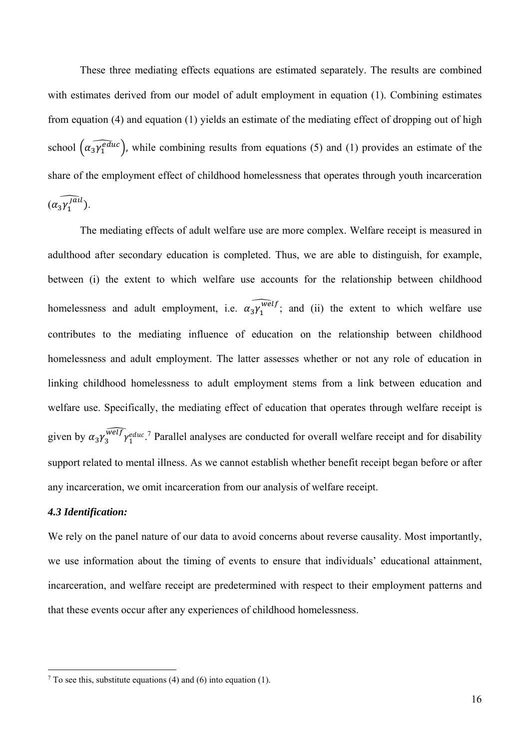These three mediating effects equations are estimated separately. The results are combined with estimates derived from our model of adult employment in equation (1). Combining estimates from equation (4) and equation (1) yields an estimate of the mediating effect of dropping out of high school $\left(\widehat{\alpha_3 \gamma_1^{educ}}\right)$, while combining results from equations (5) and (1) provides an estimate of the share of the employment effect of childhood homelessness that operates through youth incarceration $(\widehat{\alpha_3 \gamma_1^{jail}})$.

The mediating effects of adult welfare use are more complex. Welfare receipt is measured in adulthood after secondary education is completed. Thus, we are able to distinguish, for example, between (i) the extent to which welfare use accounts for the relationship between childhood homelessness and adult employment, i.e. $\widehat{\alpha_3 \gamma_1^{welf}}$; and (ii) the extent to which welfare use contributes to the mediating influence of education on the relationship between childhood homelessness and adult employment. The latter assesses whether or not any role of education in linking childhood homelessness to adult employment stems from a link between education and welfare use. Specifically, the mediating effect of education that operates through welfare receipt is given by $\alpha_3 \widehat{\gamma_3^{welf}} \gamma_1^{educ}$.[7] Parallel analyses are conducted for overall welfare receipt and for disability support related to mental illness. As we cannot establish whether benefit receipt began before or after any incarceration, we omit incarceration from our analysis of welfare receipt.

### *4.3 Identification:*

We rely on the panel nature of our data to avoid concerns about reverse causality. Most importantly, we use information about the timing of events to ensure that individuals' educational attainment, incarceration, and welfare receipt are predetermined with respect to their employment patterns and that these events occur after any experiences of childhood homelessness.

[7] To see this, substitute equations (4) and (6) into equation (1).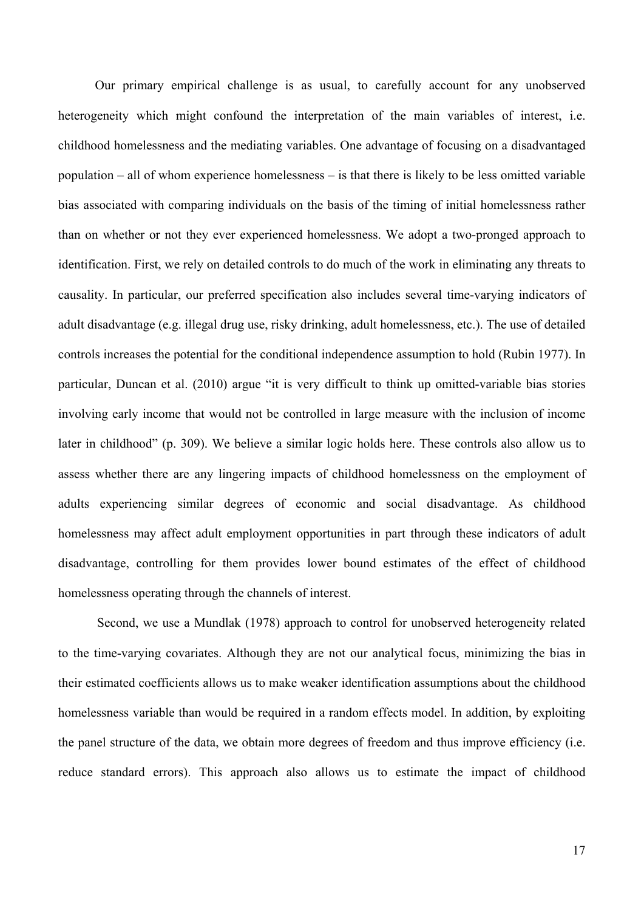Our primary empirical challenge is as usual, to carefully account for any unobserved heterogeneity which might confound the interpretation of the main variables of interest, i.e. childhood homelessness and the mediating variables. One advantage of focusing on a disadvantaged population – all of whom experience homelessness – is that there is likely to be less omitted variable bias associated with comparing individuals on the basis of the timing of initial homelessness rather than on whether or not they ever experienced homelessness. We adopt a two-pronged approach to identification. First, we rely on detailed controls to do much of the work in eliminating any threats to causality. In particular, our preferred specification also includes several time-varying indicators of adult disadvantage (e.g. illegal drug use, risky drinking, adult homelessness, etc.). The use of detailed controls increases the potential for the conditional independence assumption to hold (Rubin 1977). In particular, Duncan et al. (2010) argue "it is very difficult to think up omitted-variable bias stories involving early income that would not be controlled in large measure with the inclusion of income later in childhood" (p. 309). We believe a similar logic holds here. These controls also allow us to assess whether there are any lingering impacts of childhood homelessness on the employment of adults experiencing similar degrees of economic and social disadvantage. As childhood homelessness may affect adult employment opportunities in part through these indicators of adult disadvantage, controlling for them provides lower bound estimates of the effect of childhood homelessness operating through the channels of interest.

Second, we use a Mundlak (1978) approach to control for unobserved heterogeneity related to the time-varying covariates. Although they are not our analytical focus, minimizing the bias in their estimated coefficients allows us to make weaker identification assumptions about the childhood homelessness variable than would be required in a random effects model. In addition, by exploiting the panel structure of the data, we obtain more degrees of freedom and thus improve efficiency (i.e. reduce standard errors). This approach also allows us to estimate the impact of childhood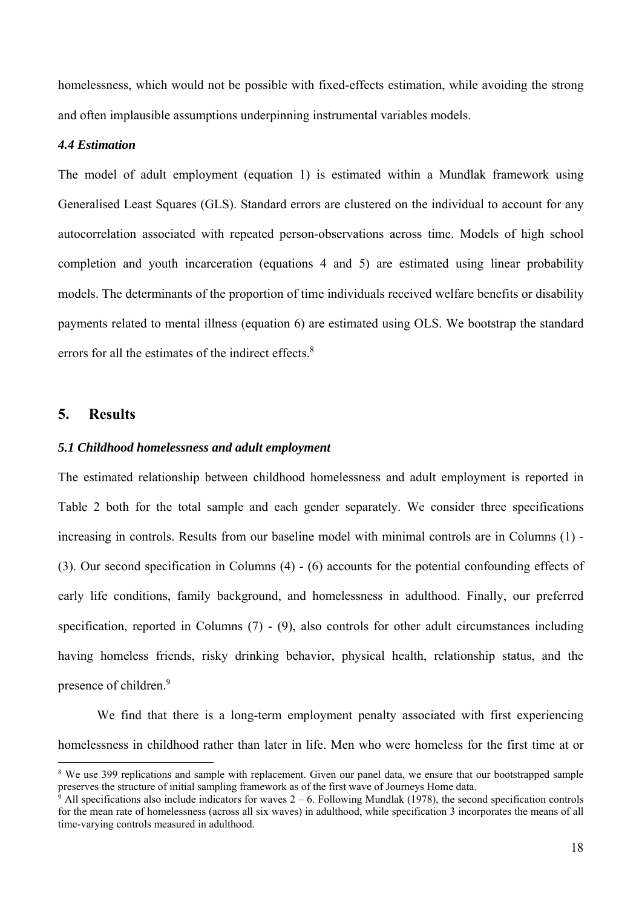homelessness, which would not be possible with fixed-effects estimation, while avoiding the strong and often implausible assumptions underpinning instrumental variables models.

### *4.4 Estimation*

The model of adult employment (equation 1) is estimated within a Mundlak framework using Generalised Least Squares (GLS). Standard errors are clustered on the individual to account for any autocorrelation associated with repeated person-observations across time. Models of high school completion and youth incarceration (equations 4 and 5) are estimated using linear probability models. The determinants of the proportion of time individuals received welfare benefits or disability payments related to mental illness (equation 6) are estimated using OLS. We bootstrap the standard errors for all the estimates of the indirect effects.[8]

## 5. Results

### *5.1 Childhood homelessness and adult employment*

The estimated relationship between childhood homelessness and adult employment is reported in Table 2 both for the total sample and each gender separately. We consider three specifications increasing in controls. Results from our baseline model with minimal controls are in Columns (1) - (3). Our second specification in Columns (4) - (6) accounts for the potential confounding effects of early life conditions, family background, and homelessness in adulthood. Finally, our preferred specification, reported in Columns (7) - (9), also controls for other adult circumstances including having homeless friends, risky drinking behavior, physical health, relationship status, and the presence of children.[9]

We find that there is a long-term employment penalty associated with first experiencing homelessness in childhood rather than later in life. Men who were homeless for the first time at or

---

[8] We use 399 replications and sample with replacement. Given our panel data, we ensure that our bootstrapped sample preserves the structure of initial sampling framework as of the first wave of Journeys Home data.

[9] All specifications also include indicators for waves 2 – 6. Following Mundlak (1978), the second specification controls for the mean rate of homelessness (across all six waves) in adulthood, while specification 3 incorporates the means of all time-varying controls measured in adulthood.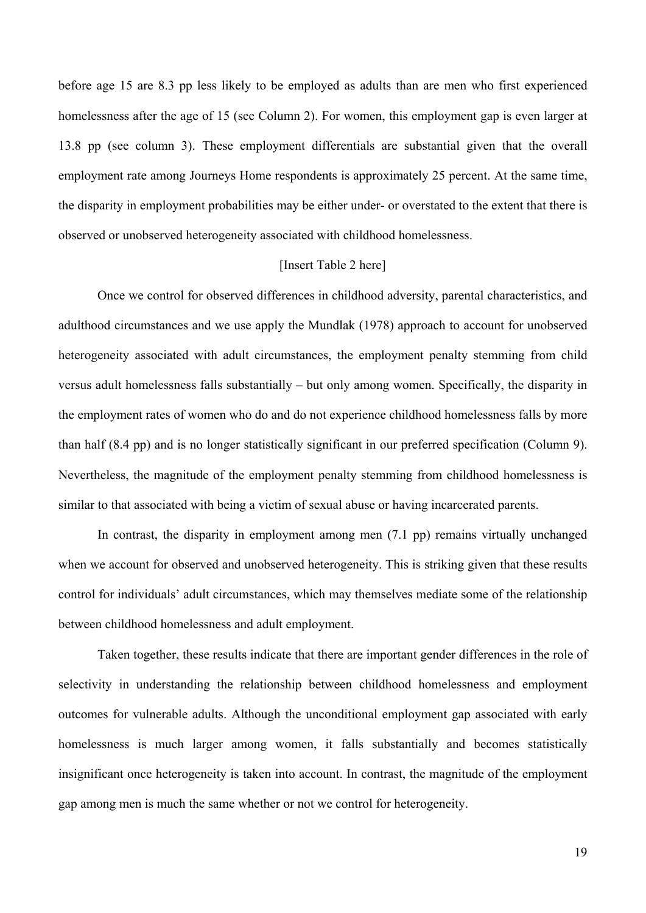before age 15 are 8.3 pp less likely to be employed as adults than are men who first experienced homelessness after the age of 15 (see Column 2). For women, this employment gap is even larger at 13.8 pp (see column 3). These employment differentials are substantial given that the overall employment rate among Journeys Home respondents is approximately 25 percent. At the same time, the disparity in employment probabilities may be either under- or overstated to the extent that there is observed or unobserved heterogeneity associated with childhood homelessness.

[Insert Table 2 here]

Once we control for observed differences in childhood adversity, parental characteristics, and adulthood circumstances and we use apply the Mundlak (1978) approach to account for unobserved heterogeneity associated with adult circumstances, the employment penalty stemming from child versus adult homelessness falls substantially – but only among women. Specifically, the disparity in the employment rates of women who do and do not experience childhood homelessness falls by more than half (8.4 pp) and is no longer statistically significant in our preferred specification (Column 9). Nevertheless, the magnitude of the employment penalty stemming from childhood homelessness is similar to that associated with being a victim of sexual abuse or having incarcerated parents.

In contrast, the disparity in employment among men (7.1 pp) remains virtually unchanged when we account for observed and unobserved heterogeneity. This is striking given that these results control for individuals' adult circumstances, which may themselves mediate some of the relationship between childhood homelessness and adult employment.

Taken together, these results indicate that there are important gender differences in the role of selectivity in understanding the relationship between childhood homelessness and employment outcomes for vulnerable adults. Although the unconditional employment gap associated with early homelessness is much larger among women, it falls substantially and becomes statistically insignificant once heterogeneity is taken into account. In contrast, the magnitude of the employment gap among men is much the same whether or not we control for heterogeneity.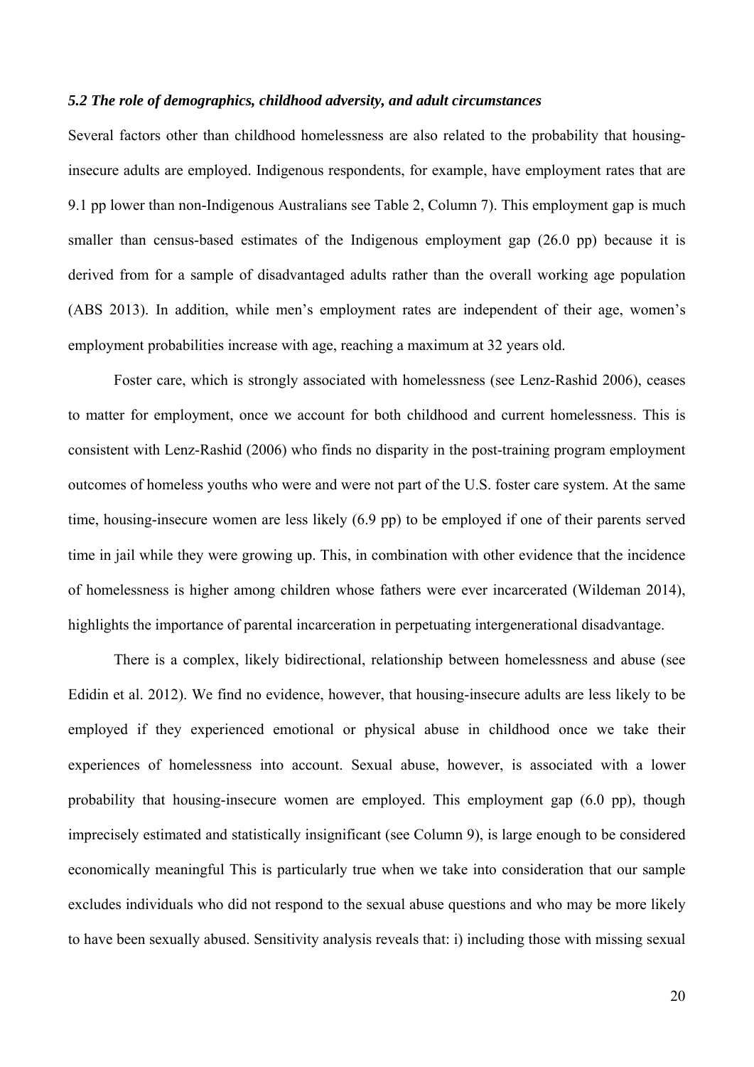### *5.2 The role of demographics, childhood adversity, and adult circumstances*

Several factors other than childhood homelessness are also related to the probability that housing-insecure adults are employed. Indigenous respondents, for example, have employment rates that are 9.1 pp lower than non-Indigenous Australians see Table 2, Column 7). This employment gap is much smaller than census-based estimates of the Indigenous employment gap (26.0 pp) because it is derived from for a sample of disadvantaged adults rather than the overall working age population (ABS 2013). In addition, while men's employment rates are independent of their age, women's employment probabilities increase with age, reaching a maximum at 32 years old.

Foster care, which is strongly associated with homelessness (see Lenz-Rashid 2006), ceases to matter for employment, once we account for both childhood and current homelessness. This is consistent with Lenz-Rashid (2006) who finds no disparity in the post-training program employment outcomes of homeless youths who were and were not part of the U.S. foster care system. At the same time, housing-insecure women are less likely (6.9 pp) to be employed if one of their parents served time in jail while they were growing up. This, in combination with other evidence that the incidence of homelessness is higher among children whose fathers were ever incarcerated (Wildeman 2014), highlights the importance of parental incarceration in perpetuating intergenerational disadvantage.

There is a complex, likely bidirectional, relationship between homelessness and abuse (see Edidin et al. 2012). We find no evidence, however, that housing-insecure adults are less likely to be employed if they experienced emotional or physical abuse in childhood once we take their experiences of homelessness into account. Sexual abuse, however, is associated with a lower probability that housing-insecure women are employed. This employment gap (6.0 pp), though imprecisely estimated and statistically insignificant (see Column 9), is large enough to be considered economically meaningful This is particularly true when we take into consideration that our sample excludes individuals who did not respond to the sexual abuse questions and who may be more likely to have been sexually abused. Sensitivity analysis reveals that: i) including those with missing sexual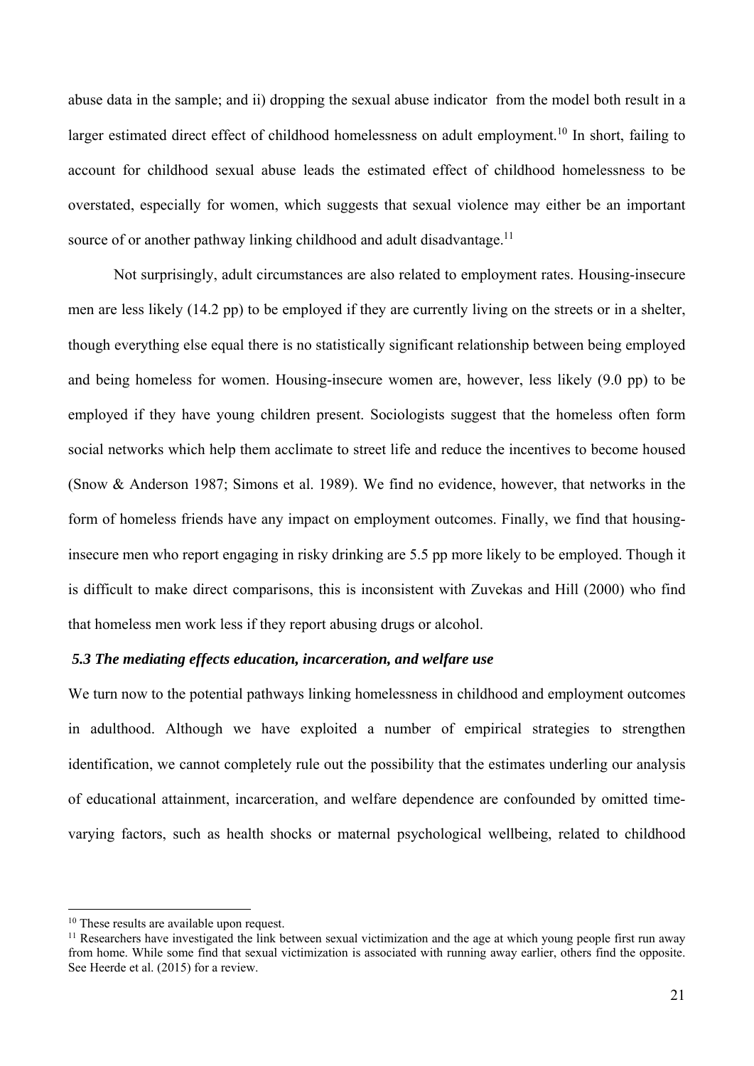abuse data in the sample; and ii) dropping the sexual abuse indicator from the model both result in a larger estimated direct effect of childhood homelessness on adult employment.[10] In short, failing to account for childhood sexual abuse leads the estimated effect of childhood homelessness to be overstated, especially for women, which suggests that sexual violence may either be an important source of or another pathway linking childhood and adult disadvantage.[11]

Not surprisingly, adult circumstances are also related to employment rates. Housing-insecure men are less likely (14.2 pp) to be employed if they are currently living on the streets or in a shelter, though everything else equal there is no statistically significant relationship between being employed and being homeless for women. Housing-insecure women are, however, less likely (9.0 pp) to be employed if they have young children present. Sociologists suggest that the homeless often form social networks which help them acclimate to street life and reduce the incentives to become housed (Snow & Anderson 1987; Simons et al. 1989). We find no evidence, however, that networks in the form of homeless friends have any impact on employment outcomes. Finally, we find that housing-insecure men who report engaging in risky drinking are 5.5 pp more likely to be employed. Though it is difficult to make direct comparisons, this is inconsistent with Zuvekas and Hill (2000) who find that homeless men work less if they report abusing drugs or alcohol.

### *5.3 The mediating effects education, incarceration, and welfare use*

We turn now to the potential pathways linking homelessness in childhood and employment outcomes in adulthood. Although we have exploited a number of empirical strategies to strengthen identification, we cannot completely rule out the possibility that the estimates underling our analysis of educational attainment, incarceration, and welfare dependence are confounded by omitted time-varying factors, such as health shocks or maternal psychological wellbeing, related to childhood

---

[10] These results are available upon request.

[11] Researchers have investigated the link between sexual victimization and the age at which young people first run away from home. While some find that sexual victimization is associated with running away earlier, others find the opposite. See Heerde et al. (2015) for a review.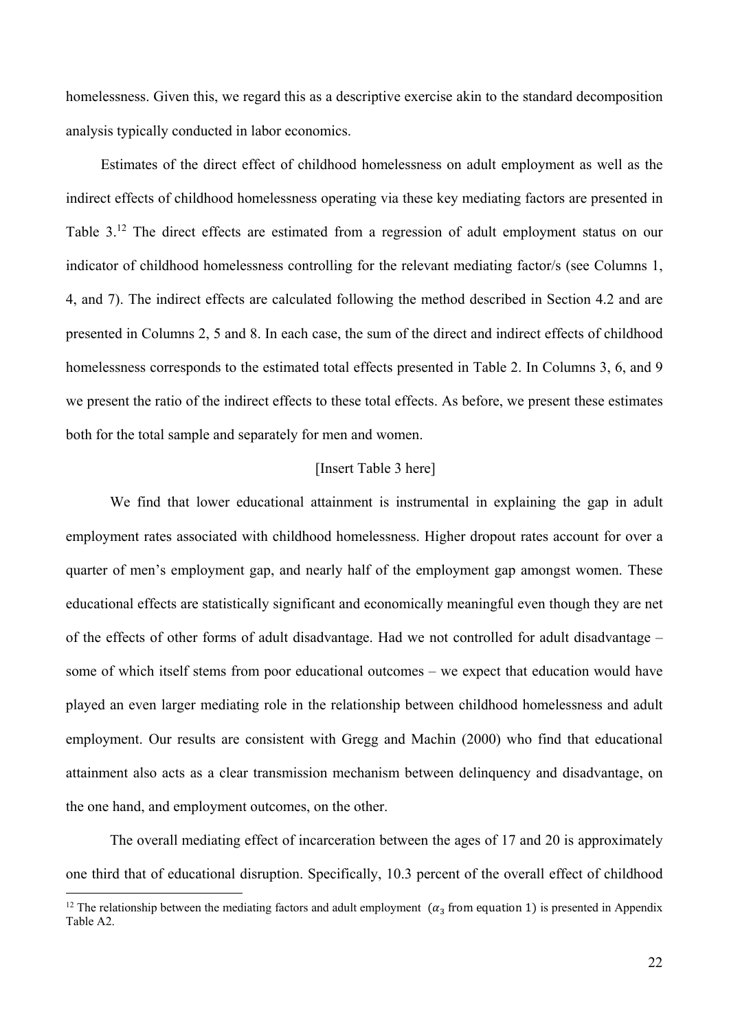homelessness. Given this, we regard this as a descriptive exercise akin to the standard decomposition analysis typically conducted in labor economics.

Estimates of the direct effect of childhood homelessness on adult employment as well as the indirect effects of childhood homelessness operating via these key mediating factors are presented in Table 3.[12] The direct effects are estimated from a regression of adult employment status on our indicator of childhood homelessness controlling for the relevant mediating factor/s (see Columns 1, 4, and 7). The indirect effects are calculated following the method described in Section 4.2 and are presented in Columns 2, 5 and 8. In each case, the sum of the direct and indirect effects of childhood homelessness corresponds to the estimated total effects presented in Table 2. In Columns 3, 6, and 9 we present the ratio of the indirect effects to these total effects. As before, we present these estimates both for the total sample and separately for men and women.

[Insert Table 3 here]

We find that lower educational attainment is instrumental in explaining the gap in adult employment rates associated with childhood homelessness. Higher dropout rates account for over a quarter of men's employment gap, and nearly half of the employment gap amongst women. These educational effects are statistically significant and economically meaningful even though they are net of the effects of other forms of adult disadvantage. Had we not controlled for adult disadvantage – some of which itself stems from poor educational outcomes – we expect that education would have played an even larger mediating role in the relationship between childhood homelessness and adult employment. Our results are consistent with Gregg and Machin (2000) who find that educational attainment also acts as a clear transmission mechanism between delinquency and disadvantage, on the one hand, and employment outcomes, on the other.

The overall mediating effect of incarceration between the ages of 17 and 20 is approximately one third that of educational disruption. Specifically, 10.3 percent of the overall effect of childhood

[12] The relationship between the mediating factors and adult employment ($\alpha_3$ from equation 1) is presented in Appendix Table A2.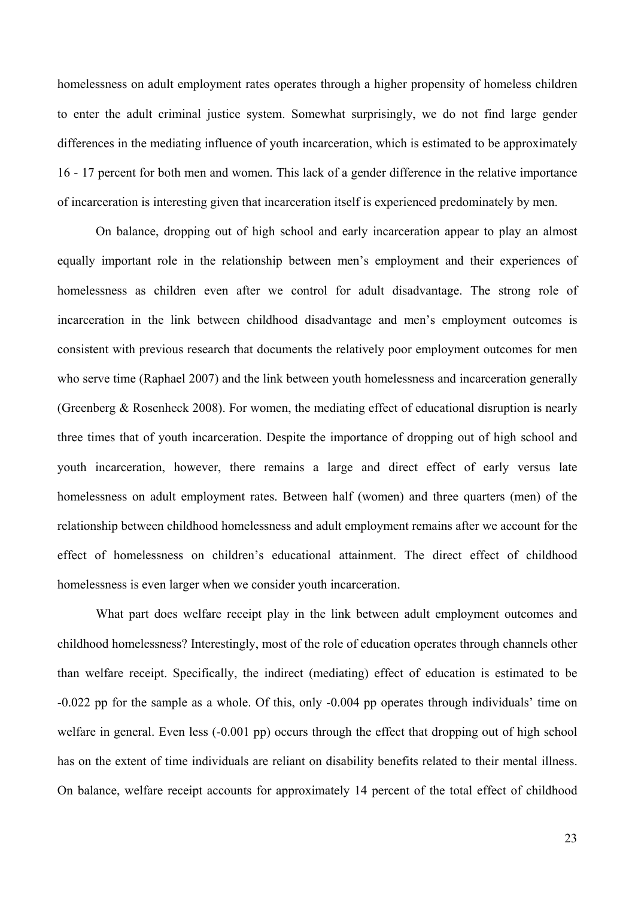homelessness on adult employment rates operates through a higher propensity of homeless children to enter the adult criminal justice system. Somewhat surprisingly, we do not find large gender differences in the mediating influence of youth incarceration, which is estimated to be approximately 16 - 17 percent for both men and women. This lack of a gender difference in the relative importance of incarceration is interesting given that incarceration itself is experienced predominately by men.

On balance, dropping out of high school and early incarceration appear to play an almost equally important role in the relationship between men's employment and their experiences of homelessness as children even after we control for adult disadvantage. The strong role of incarceration in the link between childhood disadvantage and men's employment outcomes is consistent with previous research that documents the relatively poor employment outcomes for men who serve time (Raphael 2007) and the link between youth homelessness and incarceration generally (Greenberg & Rosenheck 2008). For women, the mediating effect of educational disruption is nearly three times that of youth incarceration. Despite the importance of dropping out of high school and youth incarceration, however, there remains a large and direct effect of early versus late homelessness on adult employment rates. Between half (women) and three quarters (men) of the relationship between childhood homelessness and adult employment remains after we account for the effect of homelessness on children's educational attainment. The direct effect of childhood homelessness is even larger when we consider youth incarceration.

What part does welfare receipt play in the link between adult employment outcomes and childhood homelessness? Interestingly, most of the role of education operates through channels other than welfare receipt. Specifically, the indirect (mediating) effect of education is estimated to be -0.022 pp for the sample as a whole. Of this, only -0.004 pp operates through individuals' time on welfare in general. Even less (-0.001 pp) occurs through the effect that dropping out of high school has on the extent of time individuals are reliant on disability benefits related to their mental illness. On balance, welfare receipt accounts for approximately 14 percent of the total effect of childhood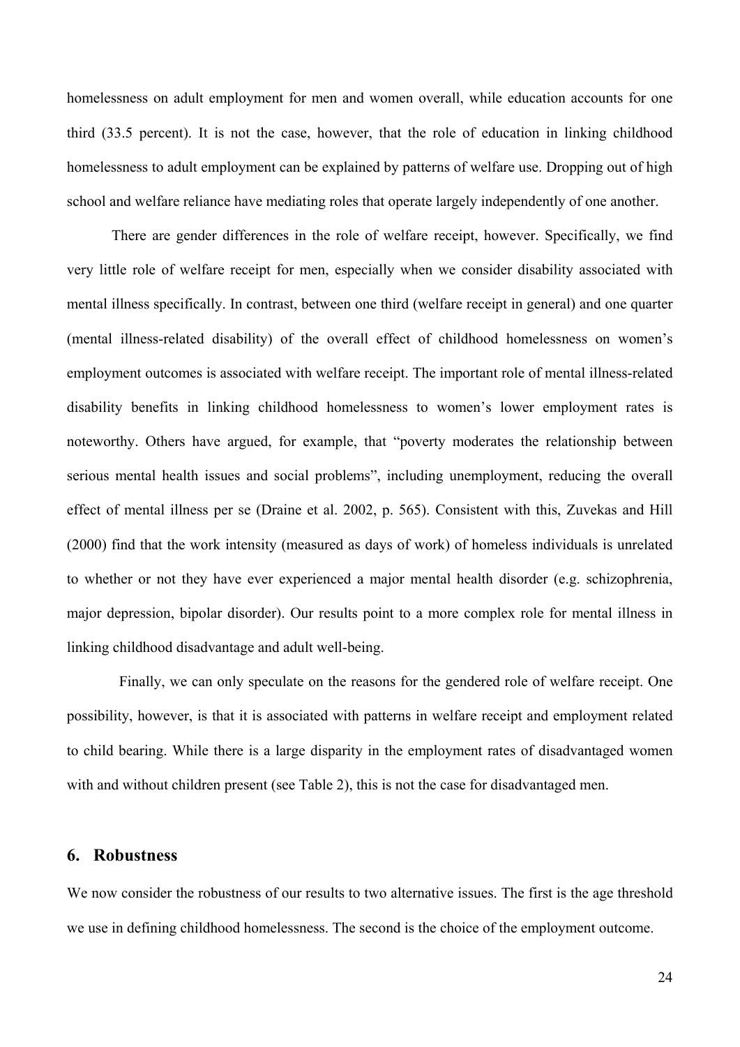homelessness on adult employment for men and women overall, while education accounts for one third (33.5 percent). It is not the case, however, that the role of education in linking childhood homelessness to adult employment can be explained by patterns of welfare use. Dropping out of high school and welfare reliance have mediating roles that operate largely independently of one another.

There are gender differences in the role of welfare receipt, however. Specifically, we find very little role of welfare receipt for men, especially when we consider disability associated with mental illness specifically. In contrast, between one third (welfare receipt in general) and one quarter (mental illness-related disability) of the overall effect of childhood homelessness on women's employment outcomes is associated with welfare receipt. The important role of mental illness-related disability benefits in linking childhood homelessness to women's lower employment rates is noteworthy. Others have argued, for example, that "poverty moderates the relationship between serious mental health issues and social problems", including unemployment, reducing the overall effect of mental illness per se (Draine et al. 2002, p. 565). Consistent with this, Zuvekas and Hill (2000) find that the work intensity (measured as days of work) of homeless individuals is unrelated to whether or not they have ever experienced a major mental health disorder (e.g. schizophrenia, major depression, bipolar disorder). Our results point to a more complex role for mental illness in linking childhood disadvantage and adult well-being.

Finally, we can only speculate on the reasons for the gendered role of welfare receipt. One possibility, however, is that it is associated with patterns in welfare receipt and employment related to child bearing. While there is a large disparity in the employment rates of disadvantaged women with and without children present (see Table 2), this is not the case for disadvantaged men.

## 6. Robustness

We now consider the robustness of our results to two alternative issues. The first is the age threshold we use in defining childhood homelessness. The second is the choice of the employment outcome.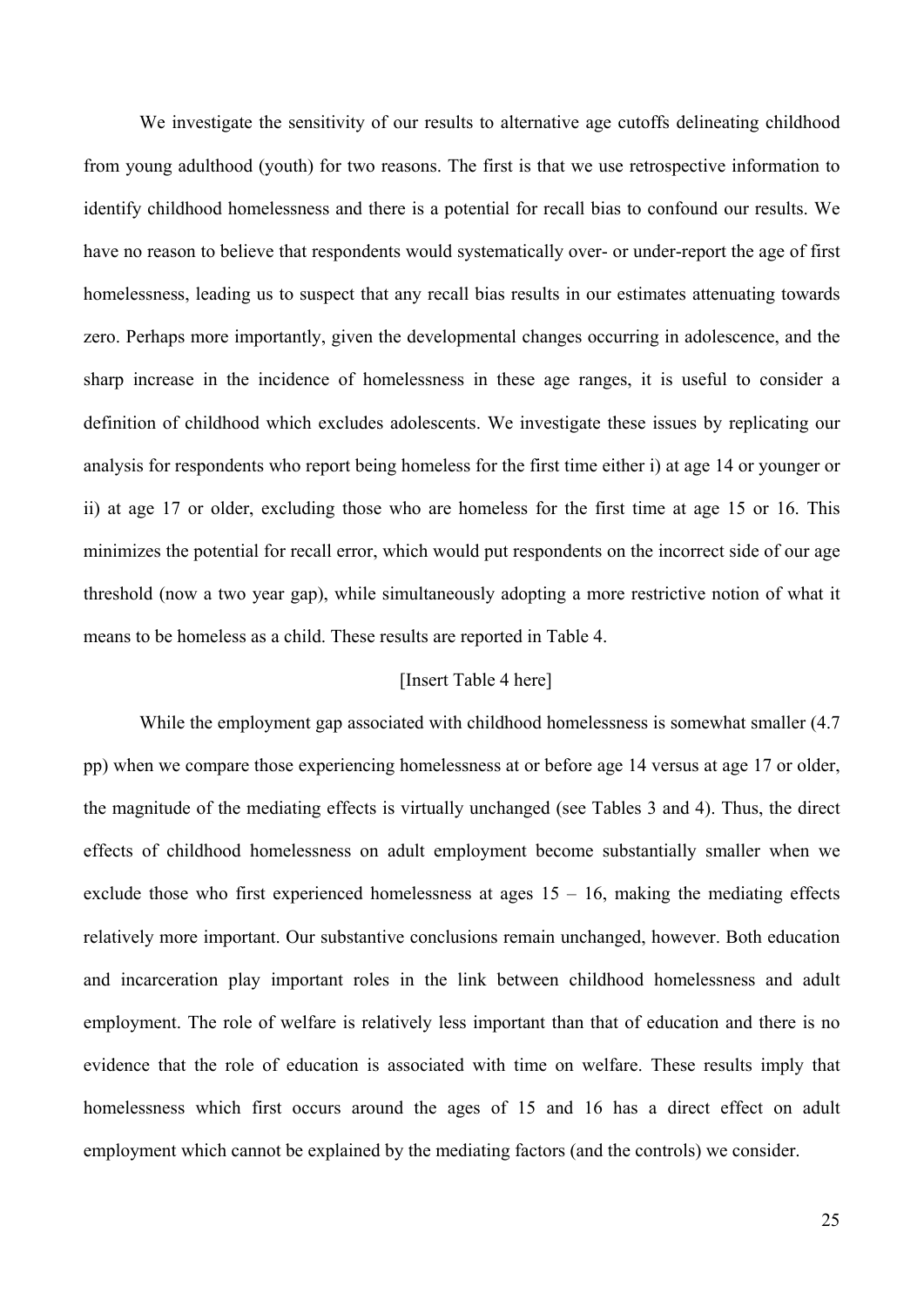We investigate the sensitivity of our results to alternative age cutoffs delineating childhood from young adulthood (youth) for two reasons. The first is that we use retrospective information to identify childhood homelessness and there is a potential for recall bias to confound our results. We have no reason to believe that respondents would systematically over- or under-report the age of first homelessness, leading us to suspect that any recall bias results in our estimates attenuating towards zero. Perhaps more importantly, given the developmental changes occurring in adolescence, and the sharp increase in the incidence of homelessness in these age ranges, it is useful to consider a definition of childhood which excludes adolescents. We investigate these issues by replicating our analysis for respondents who report being homeless for the first time either i) at age 14 or younger or ii) at age 17 or older, excluding those who are homeless for the first time at age 15 or 16. This minimizes the potential for recall error, which would put respondents on the incorrect side of our age threshold (now a two year gap), while simultaneously adopting a more restrictive notion of what it means to be homeless as a child. These results are reported in Table 4.

[Insert Table 4 here]

While the employment gap associated with childhood homelessness is somewhat smaller (4.7 pp) when we compare those experiencing homelessness at or before age 14 versus at age 17 or older, the magnitude of the mediating effects is virtually unchanged (see Tables 3 and 4). Thus, the direct effects of childhood homelessness on adult employment become substantially smaller when we exclude those who first experienced homelessness at ages 15 – 16, making the mediating effects relatively more important. Our substantive conclusions remain unchanged, however. Both education and incarceration play important roles in the link between childhood homelessness and adult employment. The role of welfare is relatively less important than that of education and there is no evidence that the role of education is associated with time on welfare. These results imply that homelessness which first occurs around the ages of 15 and 16 has a direct effect on adult employment which cannot be explained by the mediating factors (and the controls) we consider.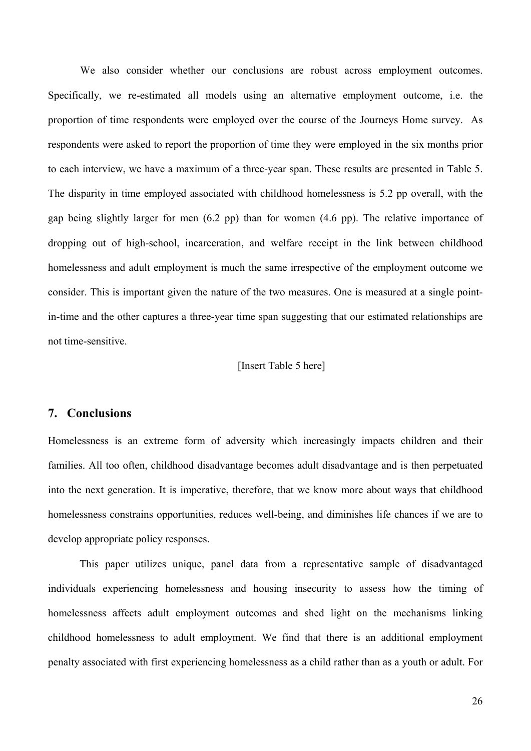We also consider whether our conclusions are robust across employment outcomes. Specifically, we re-estimated all models using an alternative employment outcome, i.e. the proportion of time respondents were employed over the course of the Journeys Home survey. As respondents were asked to report the proportion of time they were employed in the six months prior to each interview, we have a maximum of a three-year span. These results are presented in Table 5. The disparity in time employed associated with childhood homelessness is 5.2 pp overall, with the gap being slightly larger for men (6.2 pp) than for women (4.6 pp). The relative importance of dropping out of high-school, incarceration, and welfare receipt in the link between childhood homelessness and adult employment is much the same irrespective of the employment outcome we consider. This is important given the nature of the two measures. One is measured at a single point-in-time and the other captures a three-year time span suggesting that our estimated relationships are not time-sensitive.

[Insert Table 5 here]

## 7. Conclusions

Homelessness is an extreme form of adversity which increasingly impacts children and their families. All too often, childhood disadvantage becomes adult disadvantage and is then perpetuated into the next generation. It is imperative, therefore, that we know more about ways that childhood homelessness constrains opportunities, reduces well-being, and diminishes life chances if we are to develop appropriate policy responses.

This paper utilizes unique, panel data from a representative sample of disadvantaged individuals experiencing homelessness and housing insecurity to assess how the timing of homelessness affects adult employment outcomes and shed light on the mechanisms linking childhood homelessness to adult employment. We find that there is an additional employment penalty associated with first experiencing homelessness as a child rather than as a youth or adult. For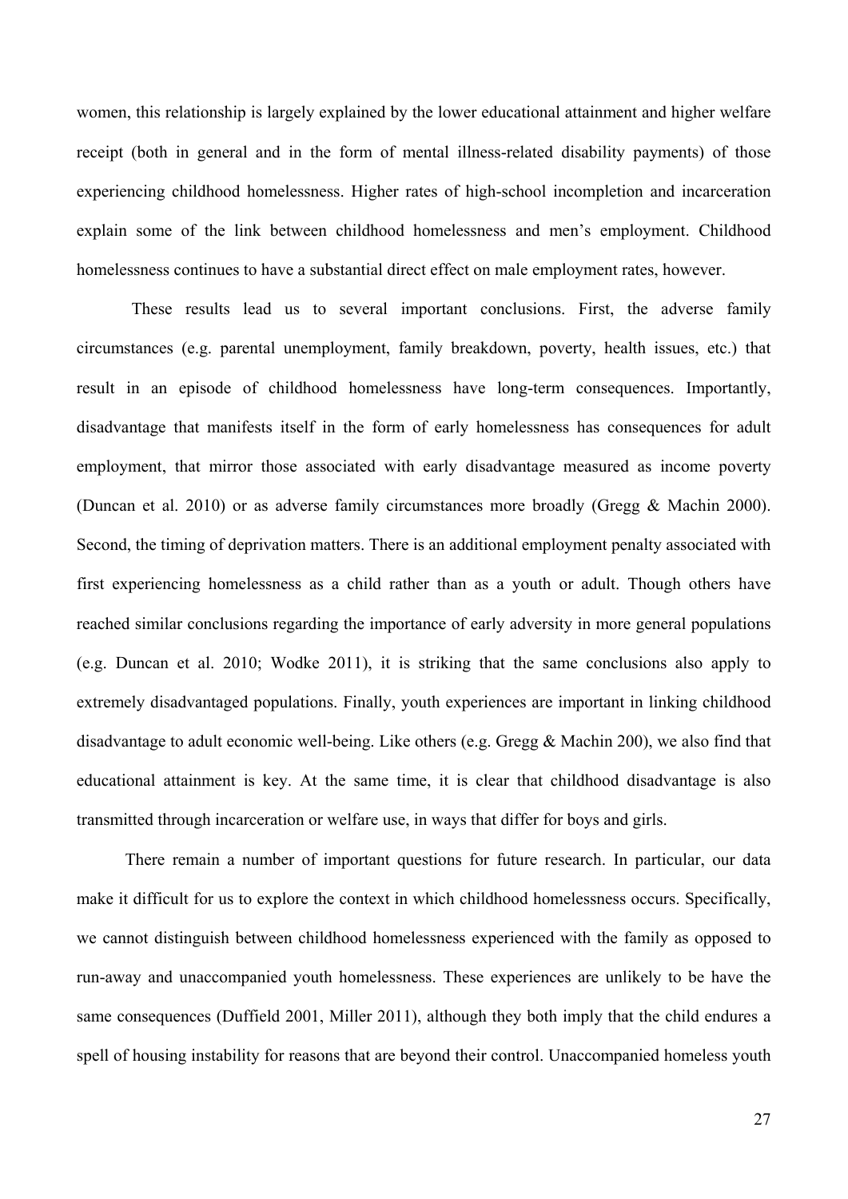women, this relationship is largely explained by the lower educational attainment and higher welfare receipt (both in general and in the form of mental illness-related disability payments) of those experiencing childhood homelessness. Higher rates of high-school incompletion and incarceration explain some of the link between childhood homelessness and men's employment. Childhood homelessness continues to have a substantial direct effect on male employment rates, however.

These results lead us to several important conclusions. First, the adverse family circumstances (e.g. parental unemployment, family breakdown, poverty, health issues, etc.) that result in an episode of childhood homelessness have long-term consequences. Importantly, disadvantage that manifests itself in the form of early homelessness has consequences for adult employment, that mirror those associated with early disadvantage measured as income poverty (Duncan et al. 2010) or as adverse family circumstances more broadly (Gregg & Machin 2000). Second, the timing of deprivation matters. There is an additional employment penalty associated with first experiencing homelessness as a child rather than as a youth or adult. Though others have reached similar conclusions regarding the importance of early adversity in more general populations (e.g. Duncan et al. 2010; Wodke 2011), it is striking that the same conclusions also apply to extremely disadvantaged populations. Finally, youth experiences are important in linking childhood disadvantage to adult economic well-being. Like others (e.g. Gregg & Machin 200), we also find that educational attainment is key. At the same time, it is clear that childhood disadvantage is also transmitted through incarceration or welfare use, in ways that differ for boys and girls.

There remain a number of important questions for future research. In particular, our data make it difficult for us to explore the context in which childhood homelessness occurs. Specifically, we cannot distinguish between childhood homelessness experienced with the family as opposed to run-away and unaccompanied youth homelessness. These experiences are unlikely to be have the same consequences (Duffield 2001, Miller 2011), although they both imply that the child endures a spell of housing instability for reasons that are beyond their control. Unaccompanied homeless youth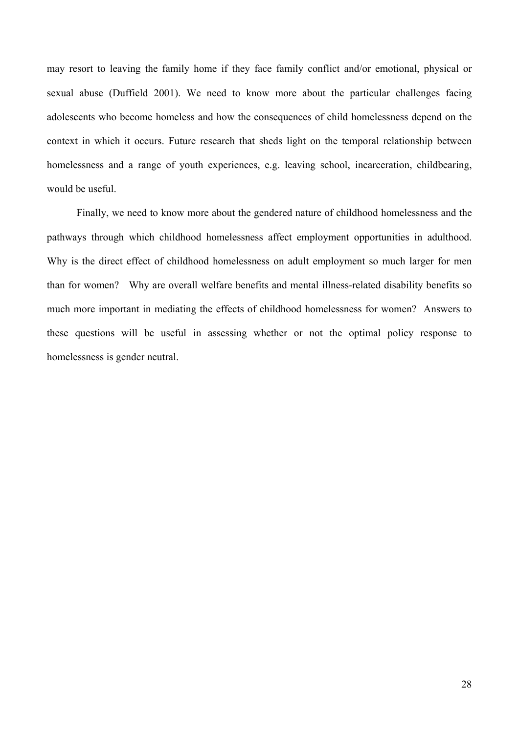may resort to leaving the family home if they face family conflict and/or emotional, physical or sexual abuse (Duffield 2001). We need to know more about the particular challenges facing adolescents who become homeless and how the consequences of child homelessness depend on the context in which it occurs. Future research that sheds light on the temporal relationship between homelessness and a range of youth experiences, e.g. leaving school, incarceration, childbearing, would be useful.

Finally, we need to know more about the gendered nature of childhood homelessness and the pathways through which childhood homelessness affect employment opportunities in adulthood. Why is the direct effect of childhood homelessness on adult employment so much larger for men than for women? Why are overall welfare benefits and mental illness-related disability benefits so much more important in mediating the effects of childhood homelessness for women? Answers to these questions will be useful in assessing whether or not the optimal policy response to homelessness is gender neutral.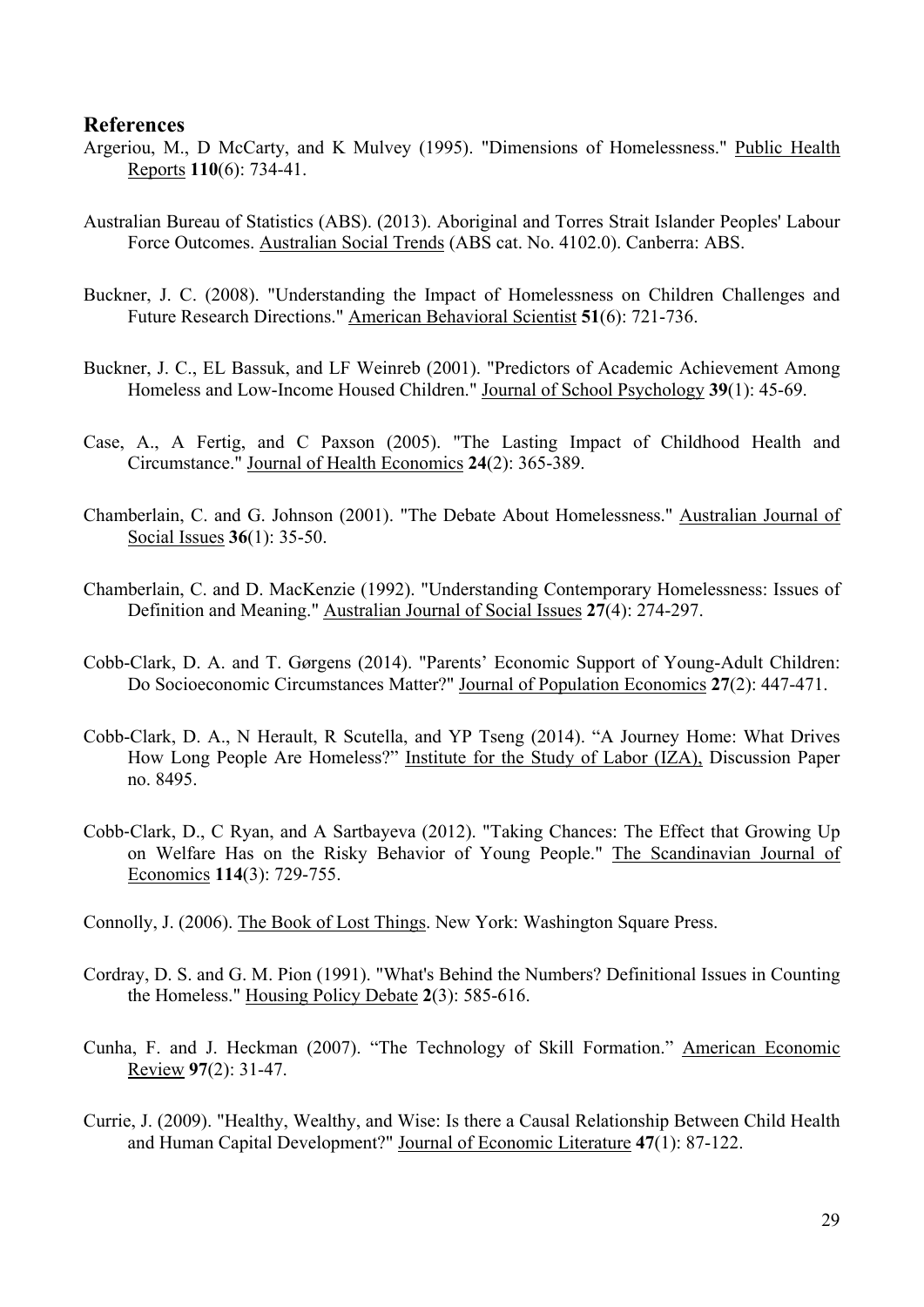## References

Argeriou, M., D McCarty, and K Mulvey (1995). "Dimensions of Homelessness." Public Health Reports **110**(6): 734-41.

Australian Bureau of Statistics (ABS). (2013). Aboriginal and Torres Strait Islander Peoples' Labour Force Outcomes. Australian Social Trends (ABS cat. No. 4102.0). Canberra: ABS.

Buckner, J. C. (2008). "Understanding the Impact of Homelessness on Children Challenges and Future Research Directions." American Behavioral Scientist **51**(6): 721-736.

Buckner, J. C., EL Bassuk, and LF Weinreb (2001). "Predictors of Academic Achievement Among Homeless and Low-Income Housed Children." Journal of School Psychology **39**(1): 45-69.

Case, A., A Fertig, and C Paxson (2005). "The Lasting Impact of Childhood Health and Circumstance." Journal of Health Economics **24**(2): 365-389.

Chamberlain, C. and G. Johnson (2001). "The Debate About Homelessness." Australian Journal of Social Issues **36**(1): 35-50.

Chamberlain, C. and D. MacKenzie (1992). "Understanding Contemporary Homelessness: Issues of Definition and Meaning." Australian Journal of Social Issues **27**(4): 274-297.

Cobb-Clark, D. A. and T. Gørgens (2014). "Parents' Economic Support of Young-Adult Children: Do Socioeconomic Circumstances Matter?" Journal of Population Economics **27**(2): 447-471.

Cobb-Clark, D. A., N Herault, R Scutella, and YP Tseng (2014). "A Journey Home: What Drives How Long People Are Homeless?" Institute for the Study of Labor (IZA), Discussion Paper no. 8495.

Cobb-Clark, D., C Ryan, and A Sartbayeva (2012). "Taking Chances: The Effect that Growing Up on Welfare Has on the Risky Behavior of Young People." The Scandinavian Journal of Economics **114**(3): 729-755.

Connolly, J. (2006). The Book of Lost Things. New York: Washington Square Press.

Cordray, D. S. and G. M. Pion (1991). "What's Behind the Numbers? Definitional Issues in Counting the Homeless." Housing Policy Debate **2**(3): 585-616.

Cunha, F. and J. Heckman (2007). "The Technology of Skill Formation." American Economic Review **97**(2): 31-47.

Currie, J. (2009). "Healthy, Wealthy, and Wise: Is there a Causal Relationship Between Child Health and Human Capital Development?" Journal of Economic Literature **47**(1): 87-122.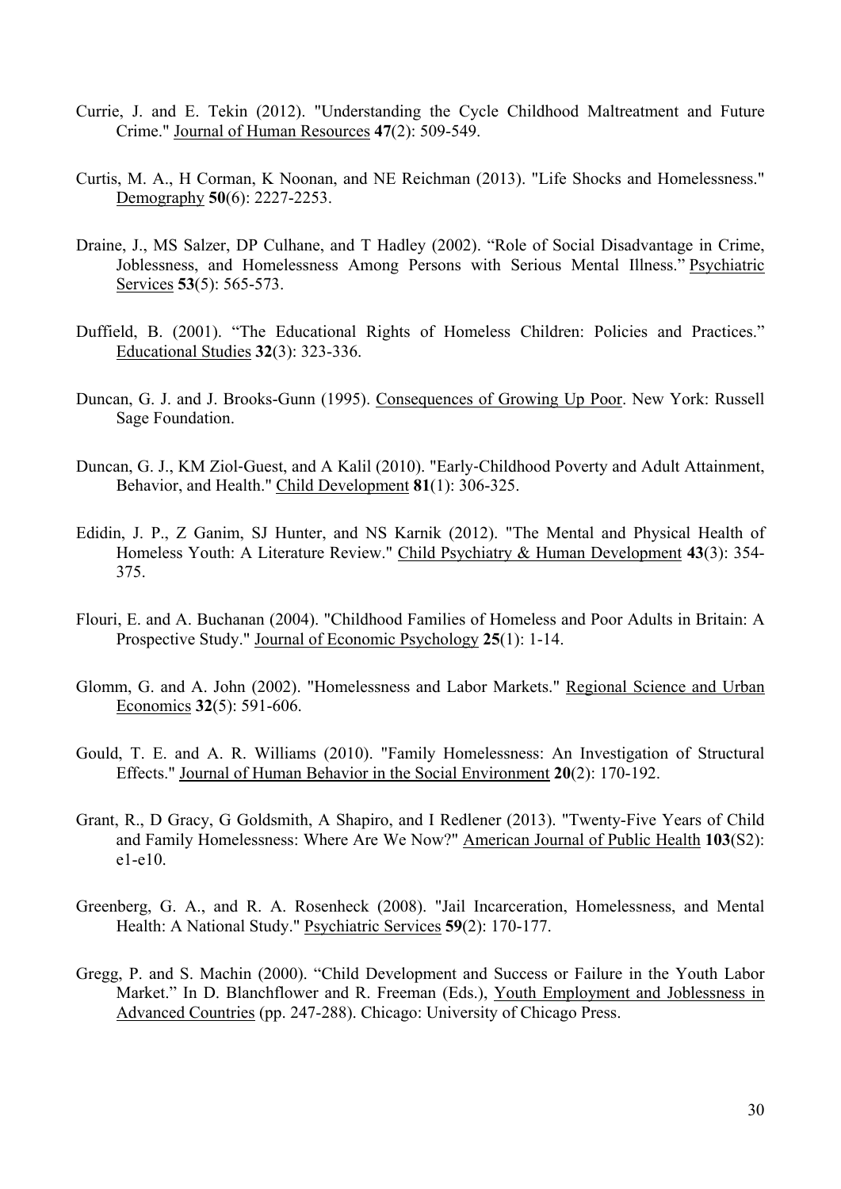Currie, J. and E. Tekin (2012). "Understanding the Cycle Childhood Maltreatment and Future Crime." Journal of Human Resources **47**(2): 509-549.

Curtis, M. A., H Corman, K Noonan, and NE Reichman (2013). "Life Shocks and Homelessness." Demography **50**(6): 2227-2253.

Draine, J., MS Salzer, DP Culhane, and T Hadley (2002). "Role of Social Disadvantage in Crime, Joblessness, and Homelessness Among Persons with Serious Mental Illness." Psychiatric Services **53**(5): 565-573.

Duffield, B. (2001). "The Educational Rights of Homeless Children: Policies and Practices." Educational Studies **32**(3): 323-336.

Duncan, G. J. and J. Brooks-Gunn (1995). Consequences of Growing Up Poor. New York: Russell Sage Foundation.

Duncan, G. J., KM Ziol-Guest, and A Kalil (2010). "Early-Childhood Poverty and Adult Attainment, Behavior, and Health." Child Development **81**(1): 306-325.

Edidin, J. P., Z Ganim, SJ Hunter, and NS Karnik (2012). "The Mental and Physical Health of Homeless Youth: A Literature Review." Child Psychiatry & Human Development **43**(3): 354-375.

Flouri, E. and A. Buchanan (2004). "Childhood Families of Homeless and Poor Adults in Britain: A Prospective Study." Journal of Economic Psychology **25**(1): 1-14.

Glomm, G. and A. John (2002). "Homelessness and Labor Markets." Regional Science and Urban Economics **32**(5): 591-606.

Gould, T. E. and A. R. Williams (2010). "Family Homelessness: An Investigation of Structural Effects." Journal of Human Behavior in the Social Environment **20**(2): 170-192.

Grant, R., D Gracy, G Goldsmith, A Shapiro, and I Redlener (2013). "Twenty-Five Years of Child and Family Homelessness: Where Are We Now?" American Journal of Public Health **103**(S2): e1-e10.

Greenberg, G. A., and R. A. Rosenheck (2008). "Jail Incarceration, Homelessness, and Mental Health: A National Study." Psychiatric Services **59**(2): 170-177.

Gregg, P. and S. Machin (2000). "Child Development and Success or Failure in the Youth Labor Market." In D. Blanchflower and R. Freeman (Eds.), Youth Employment and Joblessness in Advanced Countries (pp. 247-288). Chicago: University of Chicago Press.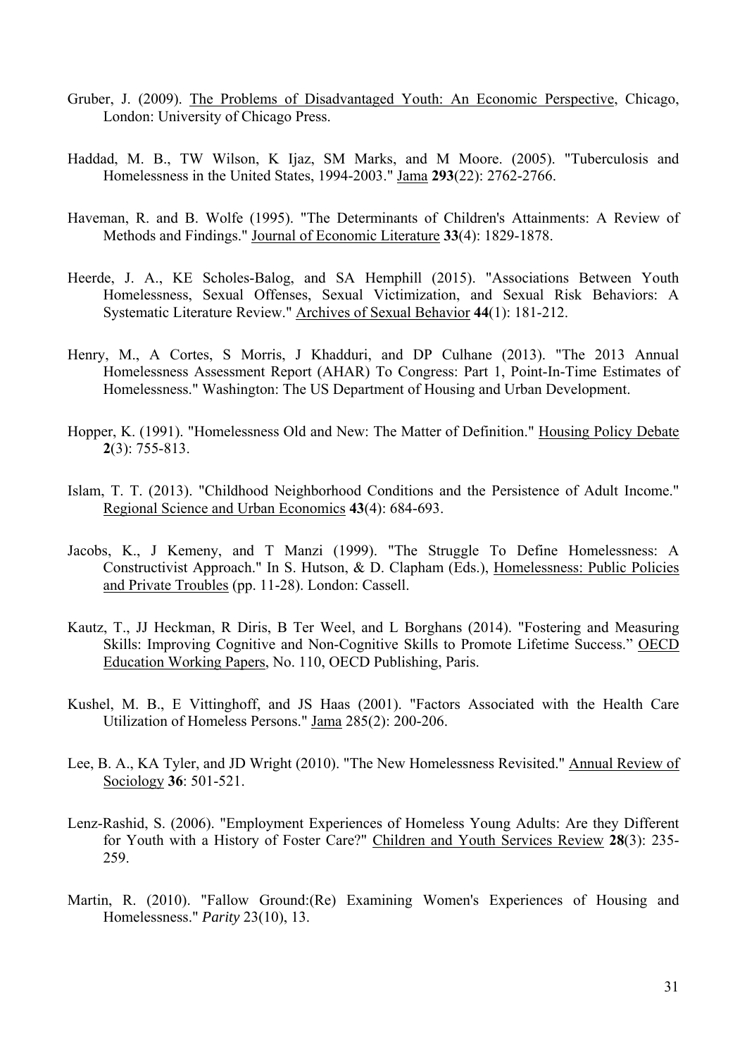Gruber, J. (2009). The Problems of Disadvantaged Youth: An Economic Perspective, Chicago, London: University of Chicago Press.

Haddad, M. B., TW Wilson, K Ijaz, SM Marks, and M Moore. (2005). "Tuberculosis and Homelessness in the United States, 1994-2003." Jama **293**(22): 2762-2766.

Haveman, R. and B. Wolfe (1995). "The Determinants of Children's Attainments: A Review of Methods and Findings." Journal of Economic Literature **33**(4): 1829-1878.

Heerde, J. A., KE Scholes-Balog, and SA Hemphill (2015). "Associations Between Youth Homelessness, Sexual Offenses, Sexual Victimization, and Sexual Risk Behaviors: A Systematic Literature Review." Archives of Sexual Behavior **44**(1): 181-212.

Henry, M., A Cortes, S Morris, J Khadduri, and DP Culhane (2013). "The 2013 Annual Homelessness Assessment Report (AHAR) To Congress: Part 1, Point-In-Time Estimates of Homelessness." Washington: The US Department of Housing and Urban Development.

Hopper, K. (1991). "Homelessness Old and New: The Matter of Definition." Housing Policy Debate **2**(3): 755-813.

Islam, T. T. (2013). "Childhood Neighborhood Conditions and the Persistence of Adult Income." Regional Science and Urban Economics **43**(4): 684-693.

Jacobs, K., J Kemeny, and T Manzi (1999). "The Struggle To Define Homelessness: A Constructivist Approach." In S. Hutson, & D. Clapham (Eds.), Homelessness: Public Policies and Private Troubles (pp. 11-28). London: Cassell.

Kautz, T., JJ Heckman, R Diris, B Ter Weel, and L Borghans (2014). "Fostering and Measuring Skills: Improving Cognitive and Non-Cognitive Skills to Promote Lifetime Success." OECD Education Working Papers, No. 110, OECD Publishing, Paris.

Kushel, M. B., E Vittinghoff, and JS Haas (2001). "Factors Associated with the Health Care Utilization of Homeless Persons." Jama 285(2): 200-206.

Lee, B. A., KA Tyler, and JD Wright (2010). "The New Homelessness Revisited." Annual Review of Sociology **36**: 501-521.

Lenz-Rashid, S. (2006). "Employment Experiences of Homeless Young Adults: Are they Different for Youth with a History of Foster Care?" Children and Youth Services Review **28**(3): 235-259.

Martin, R. (2010). "Fallow Ground:(Re) Examining Women's Experiences of Housing and Homelessness." *Parity* 23(10), 13.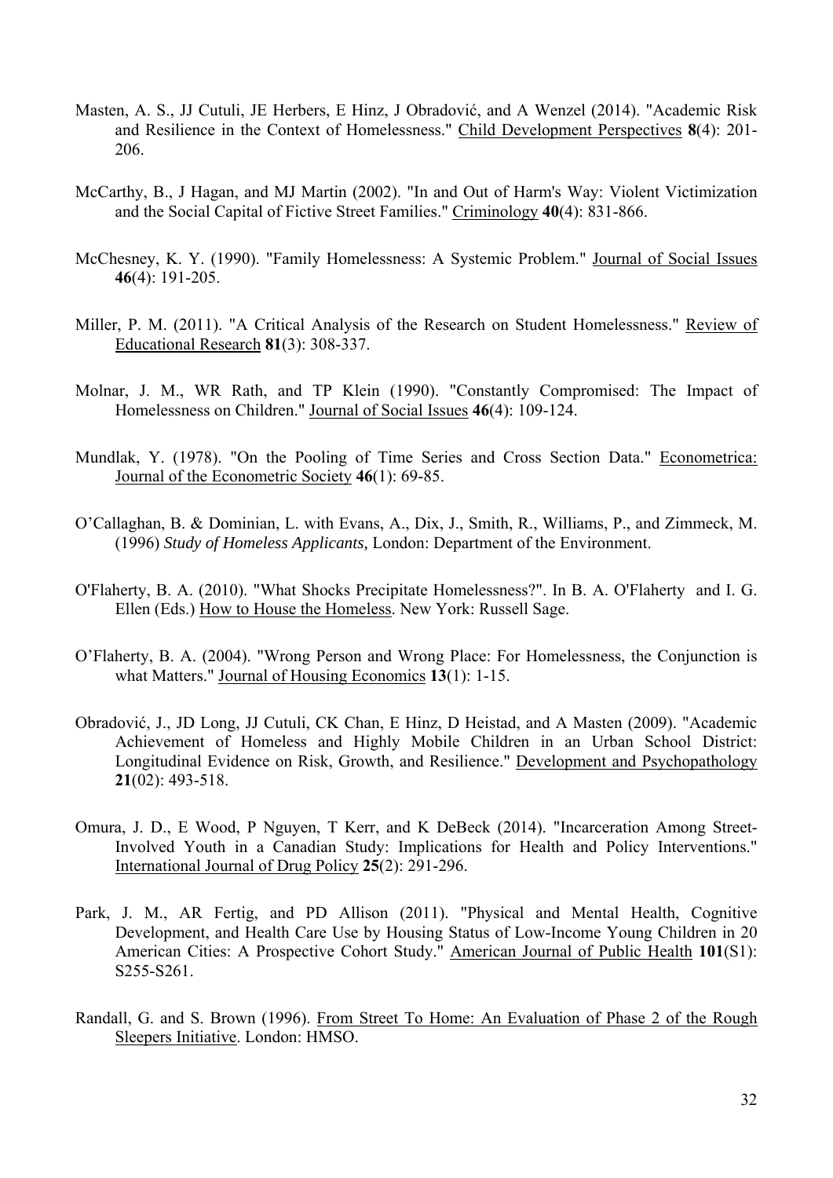Masten, A. S., JJ Cutuli, JE Herbers, E Hinz, J Obradović, and A Wenzel (2014). "Academic Risk and Resilience in the Context of Homelessness." Child Development Perspectives **8**(4): 201-206.

McCarthy, B., J Hagan, and MJ Martin (2002). "In and Out of Harm's Way: Violent Victimization and the Social Capital of Fictive Street Families." Criminology **40**(4): 831-866.

McChesney, K. Y. (1990). "Family Homelessness: A Systemic Problem." Journal of Social Issues **46**(4): 191-205.

Miller, P. M. (2011). "A Critical Analysis of the Research on Student Homelessness." Review of Educational Research **81**(3): 308-337.

Molnar, J. M., WR Rath, and TP Klein (1990). "Constantly Compromised: The Impact of Homelessness on Children." Journal of Social Issues **46**(4): 109-124.

Mundlak, Y. (1978). "On the Pooling of Time Series and Cross Section Data." Econometrica: Journal of the Econometric Society **46**(1): 69-85.

O'Callaghan, B. & Dominian, L. with Evans, A., Dix, J., Smith, R., Williams, P., and Zimmeck, M. (1996) *Study of Homeless Applicants,* London: Department of the Environment.

O'Flaherty, B. A. (2010). "What Shocks Precipitate Homelessness?". In B. A. O'Flaherty and I. G. Ellen (Eds.) How to House the Homeless. New York: Russell Sage.

O'Flaherty, B. A. (2004). "Wrong Person and Wrong Place: For Homelessness, the Conjunction is what Matters." Journal of Housing Economics **13**(1): 1-15.

Obradović, J., JD Long, JJ Cutuli, CK Chan, E Hinz, D Heistad, and A Masten (2009). "Academic Achievement of Homeless and Highly Mobile Children in an Urban School District: Longitudinal Evidence on Risk, Growth, and Resilience." Development and Psychopathology **21**(02): 493-518.

Omura, J. D., E Wood, P Nguyen, T Kerr, and K DeBeck (2014). "Incarceration Among Street-Involved Youth in a Canadian Study: Implications for Health and Policy Interventions." International Journal of Drug Policy **25**(2): 291-296.

Park, J. M., AR Fertig, and PD Allison (2011). "Physical and Mental Health, Cognitive Development, and Health Care Use by Housing Status of Low-Income Young Children in 20 American Cities: A Prospective Cohort Study." American Journal of Public Health **101**(S1): S255-S261.

Randall, G. and S. Brown (1996). From Street To Home: An Evaluation of Phase 2 of the Rough Sleepers Initiative. London: HMSO.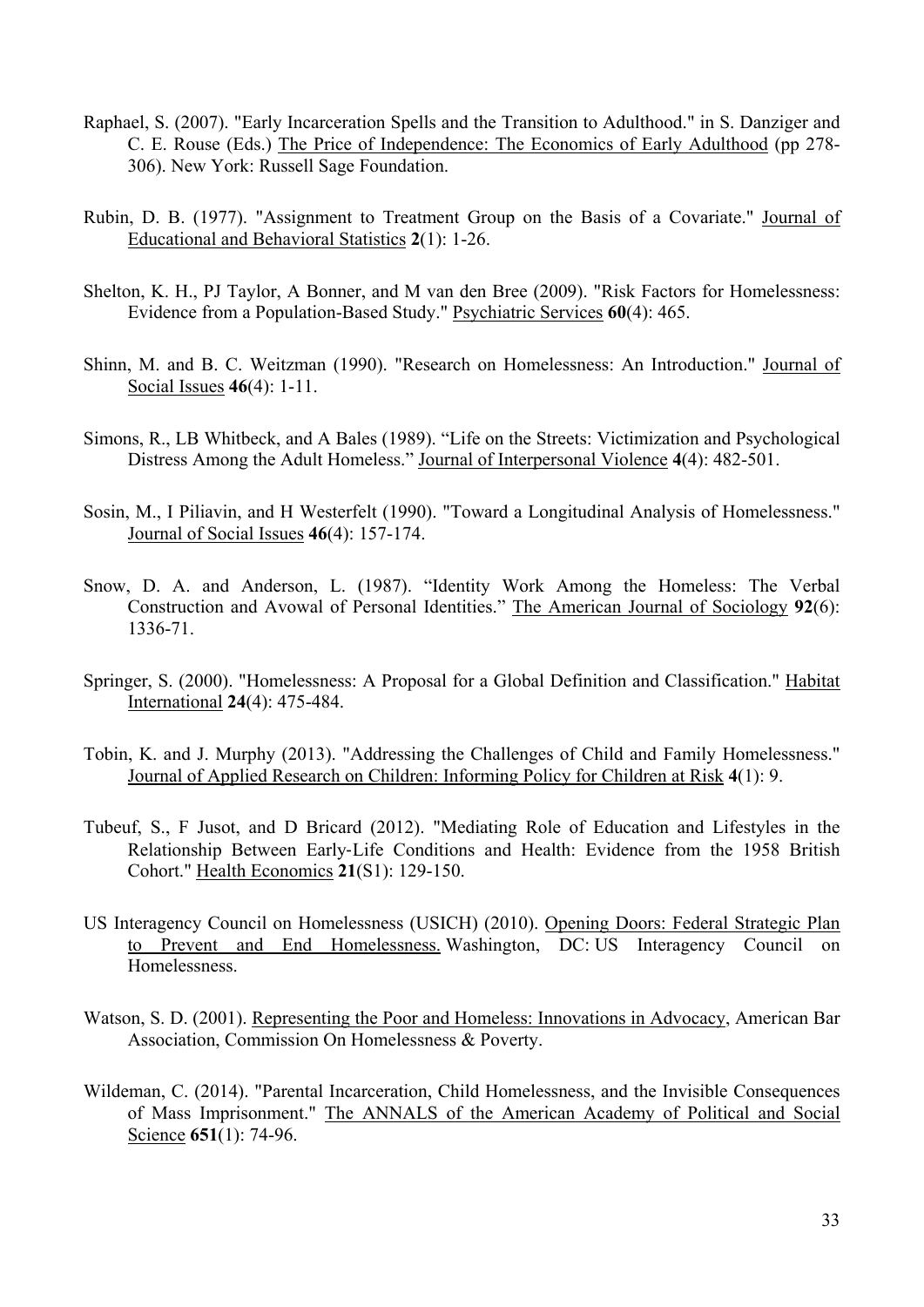Raphael, S. (2007). "Early Incarceration Spells and the Transition to Adulthood." in S. Danziger and C. E. Rouse (Eds.) The Price of Independence: The Economics of Early Adulthood (pp 278-306). New York: Russell Sage Foundation.

Rubin, D. B. (1977). "Assignment to Treatment Group on the Basis of a Covariate." Journal of Educational and Behavioral Statistics **2**(1): 1-26.

Shelton, K. H., PJ Taylor, A Bonner, and M van den Bree (2009). "Risk Factors for Homelessness: Evidence from a Population-Based Study." Psychiatric Services **60**(4): 465.

Shinn, M. and B. C. Weitzman (1990). "Research on Homelessness: An Introduction." Journal of Social Issues **46**(4): 1-11.

Simons, R., LB Whitbeck, and A Bales (1989). "Life on the Streets: Victimization and Psychological Distress Among the Adult Homeless." Journal of Interpersonal Violence **4**(4): 482-501.

Sosin, M., I Piliavin, and H Westerfelt (1990). "Toward a Longitudinal Analysis of Homelessness." Journal of Social Issues **46**(4): 157-174.

Snow, D. A. and Anderson, L. (1987). "Identity Work Among the Homeless: The Verbal Construction and Avowal of Personal Identities." The American Journal of Sociology **92**(6): 1336-71.

Springer, S. (2000). "Homelessness: A Proposal for a Global Definition and Classification." Habitat International **24**(4): 475-484.

Tobin, K. and J. Murphy (2013). "Addressing the Challenges of Child and Family Homelessness." Journal of Applied Research on Children: Informing Policy for Children at Risk **4**(1): 9.

Tubeuf, S., F Jusot, and D Bricard (2012). "Mediating Role of Education and Lifestyles in the Relationship Between Early-Life Conditions and Health: Evidence from the 1958 British Cohort." Health Economics **21**(S1): 129-150.

US Interagency Council on Homelessness (USICH) (2010). Opening Doors: Federal Strategic Plan to Prevent and End Homelessness. Washington, DC: US Interagency Council on Homelessness.

Watson, S. D. (2001). Representing the Poor and Homeless: Innovations in Advocacy, American Bar Association, Commission On Homelessness & Poverty.

Wildeman, C. (2014). "Parental Incarceration, Child Homelessness, and the Invisible Consequences of Mass Imprisonment." The ANNALS of the American Academy of Political and Social Science **651**(1): 74-96.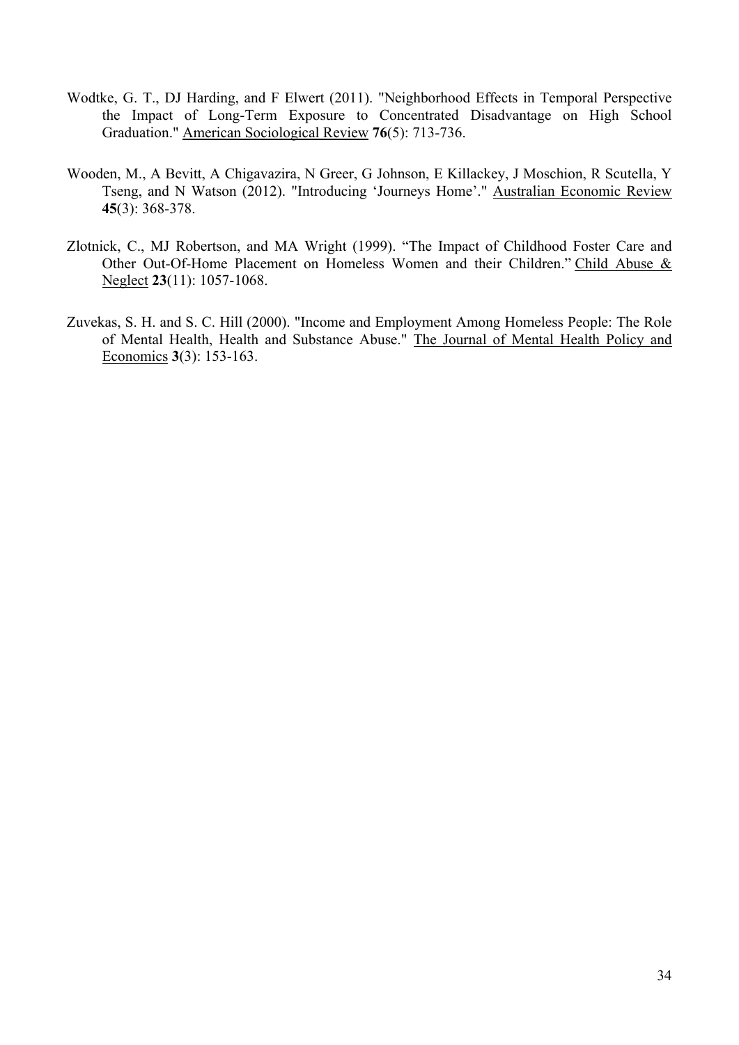Wodtke, G. T., DJ Harding, and F Elwert (2011). "Neighborhood Effects in Temporal Perspective the Impact of Long-Term Exposure to Concentrated Disadvantage on High School Graduation." American Sociological Review **76**(5): 713-736.

Wooden, M., A Bevitt, A Chigavazira, N Greer, G Johnson, E Killackey, J Moschion, R Scutella, Y Tseng, and N Watson (2012). "Introducing 'Journeys Home'." Australian Economic Review **45**(3): 368-378.

Zlotnick, C., MJ Robertson, and MA Wright (1999). "The Impact of Childhood Foster Care and Other Out-Of-Home Placement on Homeless Women and their Children." Child Abuse & Neglect **23**(11): 1057-1068.

Zuvekas, S. H. and S. C. Hill (2000). "Income and Employment Among Homeless People: The Role of Mental Health, Health and Substance Abuse." The Journal of Mental Health Policy and Economics **3**(3): 153-163.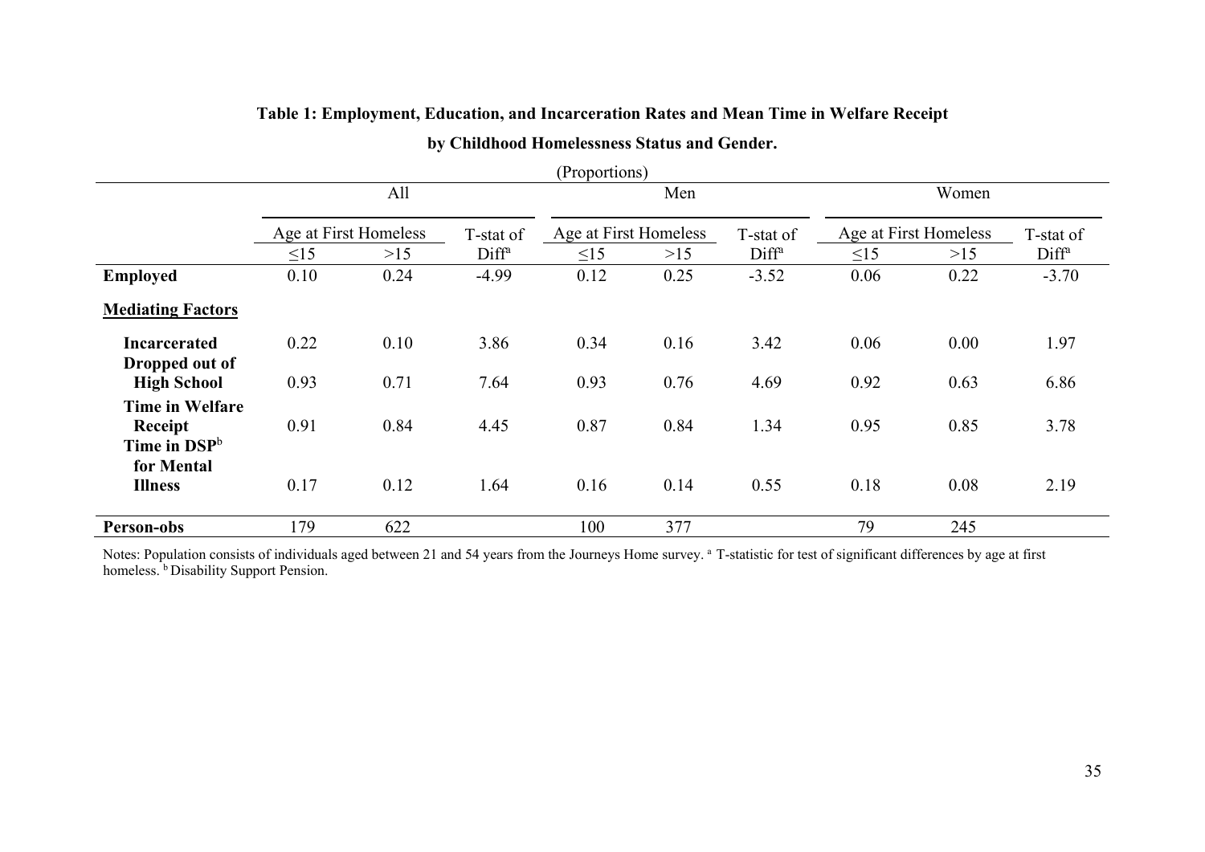**Table 1: Employment, Education, and Incarceration Rates and Mean Time in Welfare Receipt**

**by Childhood Homelessness Status and Gender.**

(Proportions)

| | All | | | Men | | | Women | | |
|---|---|---|---|---|---|---|---|---|---|
| | Age at First Homeless | | T-stat of | Age at First Homeless | | T-stat of | Age at First Homeless | | T-stat of |
| | ≤15 | >15 | Diff[a] | ≤15 | >15 | Diff[a] | ≤15 | >15 | Diff[a] |
| **Employed** | 0.10 | 0.24 | -4.99 | 0.12 | 0.25 | -3.52 | 0.06 | 0.22 | -3.70 |
| **<u>Mediating Factors</u>** | | | | | | | | | |
| **Incarcerated** | 0.22 | 0.10 | 3.86 | 0.34 | 0.16 | 3.42 | 0.06 | 0.00 | 1.97 |
| **Dropped out of High School** | 0.93 | 0.71 | 7.64 | 0.93 | 0.76 | 4.69 | 0.92 | 0.63 | 6.86 |
| **Time in Welfare Receipt** | 0.91 | 0.84 | 4.45 | 0.87 | 0.84 | 1.34 | 0.95 | 0.85 | 3.78 |
| **Time in DSP[b] for Mental Illness** | 0.17 | 0.12 | 1.64 | 0.16 | 0.14 | 0.55 | 0.18 | 0.08 | 2.19 |
| **Person-obs** | 179 | 622 | | 100 | 377 | | 79 | 245 | |

Notes: Population consists of individuals aged between 21 and 54 years from the Journeys Home survey. [a] T-statistic for test of significant differences by age at first homeless. [b] Disability Support Pension.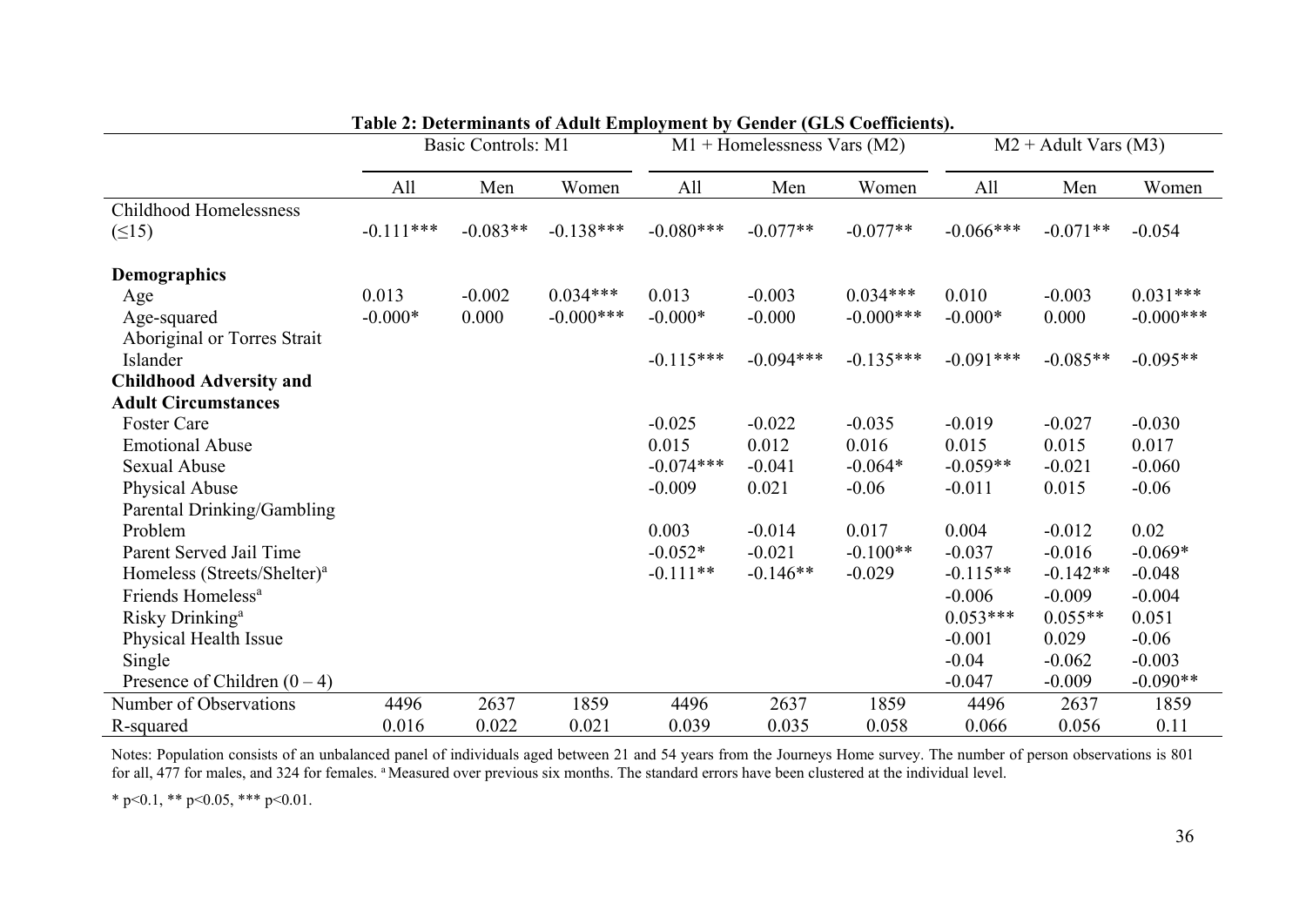**Table 2: Determinants of Adult Employment by Gender (GLS Coefficients).**

| | Basic Controls: M1 | | | M1 + Homelessness Vars (M2) | | | M2 + Adult Vars (M3) | | |
|---|---|---|---|---|---|---|---|---|---|
| | All | Men | Women | All | Men | Women | All | Men | Women |
| Childhood Homelessness (≤15) | -0.111*** | -0.083** | -0.138*** | -0.080*** | -0.077** | -0.077** | -0.066*** | -0.071** | -0.054 |
| **Demographics** | | | | | | | | | |
| Age | 0.013 | -0.002 | 0.034*** | 0.013 | -0.003 | 0.034*** | 0.010 | -0.003 | 0.031*** |
| Age-squared | -0.000* | 0.000 | -0.000*** | -0.000* | -0.000 | -0.000*** | -0.000* | 0.000 | -0.000*** |
| Aboriginal or Torres Strait Islander | | | | -0.115*** | -0.094*** | -0.135*** | -0.091*** | -0.085** | -0.095** |
| **Childhood Adversity and Adult Circumstances** | | | | | | | | | |
| Foster Care | | | | -0.025 | -0.022 | -0.035 | -0.019 | -0.027 | -0.030 |
| Emotional Abuse | | | | 0.015 | 0.012 | 0.016 | 0.015 | 0.015 | 0.017 |
| Sexual Abuse | | | | -0.074*** | -0.041 | -0.064* | -0.059** | -0.021 | -0.060 |
| Physical Abuse | | | | -0.009 | 0.021 | -0.06 | -0.011 | 0.015 | -0.06 |
| Parental Drinking/Gambling Problem | | | | 0.003 | -0.014 | 0.017 | 0.004 | -0.012 | 0.02 |
| Parent Served Jail Time | | | | -0.052* | -0.021 | -0.100** | -0.037 | -0.016 | -0.069* |
| Homeless (Streets/Shelter)[a] | | | | -0.111** | -0.146** | -0.029 | -0.115** | -0.142** | -0.048 |
| Friends Homeless[a] | | | | | | | -0.006 | -0.009 | -0.004 |
| Risky Drinking[a] | | | | | | | 0.053*** | 0.055** | 0.051 |
| Physical Health Issue | | | | | | | -0.001 | 0.029 | -0.06 |
| Single | | | | | | | -0.04 | -0.062 | -0.003 |
| Presence of Children (0 – 4) | | | | | | | -0.047 | -0.009 | -0.090** |
| Number of Observations | 4496 | 2637 | 1859 | 4496 | 2637 | 1859 | 4496 | 2637 | 1859 |
| R-squared | 0.016 | 0.022 | 0.021 | 0.039 | 0.035 | 0.058 | 0.066 | 0.056 | 0.11 |

Notes: Population consists of an unbalanced panel of individuals aged between 21 and 54 years from the Journeys Home survey. The number of person observations is 801 for all, 477 for males, and 324 for females. [a] Measured over previous six months. The standard errors have been clustered at the individual level.

* p<0.1, ** p<0.05, *** p<0.01.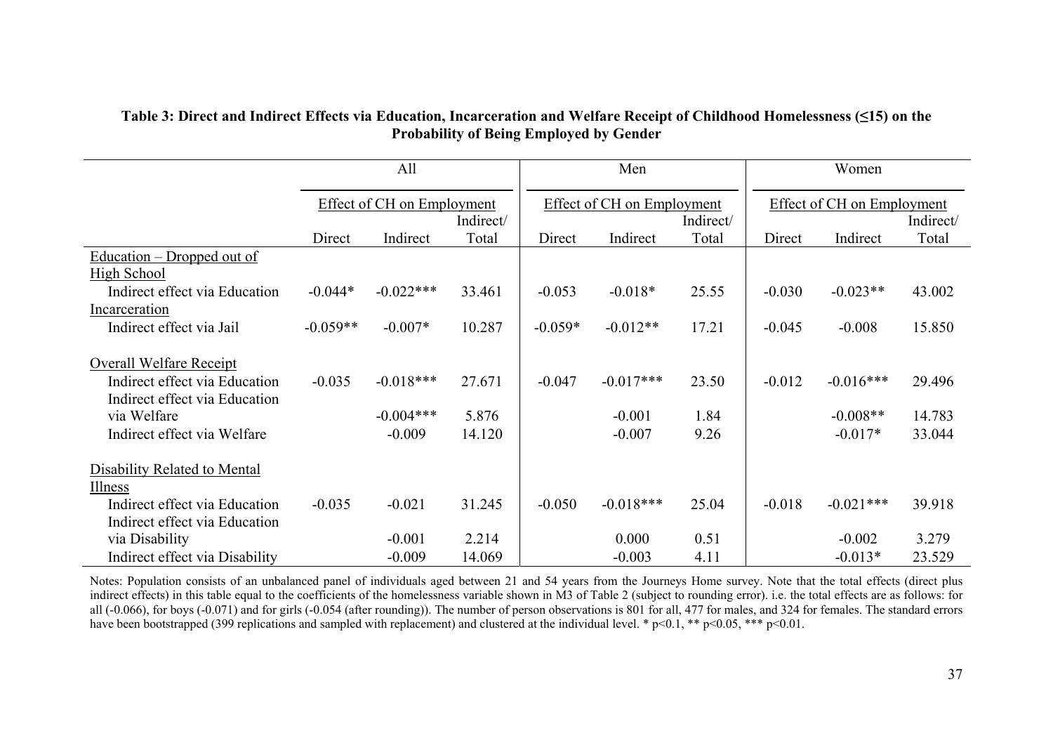**Table 3: Direct and Indirect Effects via Education, Incarceration and Welfare Receipt of Childhood Homelessness (≤15) on the Probability of Being Employed by Gender**

| | All | | | Men | | | Women | | |
|---|---|---|---|---|---|---|---|---|---|
| | Effect of CH on Employment | | | Effect of CH on Employment | | | Effect of CH on Employment | | |
| | Direct | Indirect | Indirect/ Total | Direct | Indirect | Indirect/ Total | Direct | Indirect | Indirect/ Total |
| Education – Dropped out of High School | | | | | | | | | |
| Indirect effect via Education | -0.044* | -0.022*** | 33.461 | -0.053 | -0.018* | 25.55 | -0.030 | -0.023** | 43.002 |
| Incarceration | | | | | | | | | |
| Indirect effect via Jail | -0.059** | -0.007* | 10.287 | -0.059* | -0.012** | 17.21 | -0.045 | -0.008 | 15.850 |
| Overall Welfare Receipt | | | | | | | | | |
| Indirect effect via Education | -0.035 | -0.018*** | 27.671 | -0.047 | -0.017*** | 23.50 | -0.012 | -0.016*** | 29.496 |
| Indirect effect via Education via Welfare | | -0.004*** | 5.876 | | -0.001 | 1.84 | | -0.008** | 14.783 |
| Indirect effect via Welfare | | -0.009 | 14.120 | | -0.007 | 9.26 | | -0.017* | 33.044 |
| Disability Related to Mental Illness | | | | | | | | | |
| Indirect effect via Education | -0.035 | -0.021 | 31.245 | -0.050 | -0.018*** | 25.04 | -0.018 | -0.021*** | 39.918 |
| Indirect effect via Education via Disability | | -0.001 | 2.214 | | 0.000 | 0.51 | | -0.002 | 3.279 |
| Indirect effect via Disability | | -0.009 | 14.069 | | -0.003 | 4.11 | | -0.013* | 23.529 |

Notes: Population consists of an unbalanced panel of individuals aged between 21 and 54 years from the Journeys Home survey. Note that the total effects (direct plus indirect effects) in this table equal to the coefficients of the homelessness variable shown in M3 of Table 2 (subject to rounding error). i.e. the total effects are as follows: for all (-0.066), for boys (-0.071) and for girls (-0.054 (after rounding)). The number of person observations is 801 for all, 477 for males, and 324 for females. The standard errors have been bootstrapped (399 replications and sampled with replacement) and clustered at the individual level. * $p<0.1$, ** $p<0.05$, *** $p<0.01$.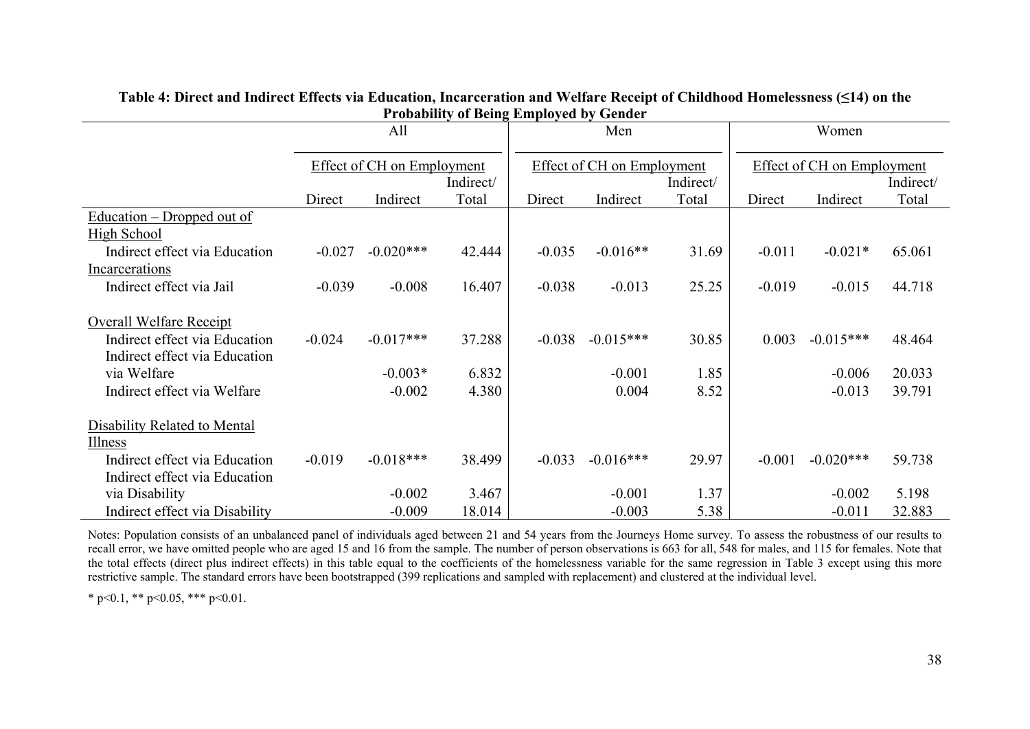**Table 4: Direct and Indirect Effects via Education, Incarceration and Welfare Receipt of Childhood Homelessness (≤14) on the Probability of Being Employed by Gender**

| | All | | | Men | | | Women | | |
|---|---|---|---|---|---|---|---|---|---|
| | Effect of CH on Employment | | | Effect of CH on Employment | | | Effect of CH on Employment | | |
| | Direct | Indirect | Indirect/ Total | Direct | Indirect | Indirect/ Total | Direct | Indirect | Indirect/ Total |
| Education – Dropped out of High School | | | | | | | | | |
| Indirect effect via Education | -0.027 | -0.020*** | 42.444 | -0.035 | -0.016** | 31.69 | -0.011 | -0.021* | 65.061 |
| Incarcerations | | | | | | | | | |
| Indirect effect via Jail | -0.039 | -0.008 | 16.407 | -0.038 | -0.013 | 25.25 | -0.019 | -0.015 | 44.718 |
| Overall Welfare Receipt | | | | | | | | | |
| Indirect effect via Education | -0.024 | -0.017*** | 37.288 | -0.038 | -0.015*** | 30.85 | 0.003 | -0.015*** | 48.464 |
| Indirect effect via Education via Welfare | | -0.003* | 6.832 | | -0.001 | 1.85 | | -0.006 | 20.033 |
| Indirect effect via Welfare | | -0.002 | 4.380 | | 0.004 | 8.52 | | -0.013 | 39.791 |
| Disability Related to Mental Illness | | | | | | | | | |
| Indirect effect via Education | -0.019 | -0.018*** | 38.499 | -0.033 | -0.016*** | 29.97 | -0.001 | -0.020*** | 59.738 |
| Indirect effect via Education via Disability | | -0.002 | 3.467 | | -0.001 | 1.37 | | -0.002 | 5.198 |
| Indirect effect via Disability | | -0.009 | 18.014 | | -0.003 | 5.38 | | -0.011 | 32.883 |

Notes: Population consists of an unbalanced panel of individuals aged between 21 and 54 years from the Journeys Home survey. To assess the robustness of our results to recall error, we have omitted people who are aged 15 and 16 from the sample. The number of person observations is 663 for all, 548 for males, and 115 for females. Note that the total effects (direct plus indirect effects) in this table equal to the coefficients of the homelessness variable for the same regression in Table 3 except using this more restrictive sample. The standard errors have been bootstrapped (399 replications and sampled with replacement) and clustered at the individual level.

* p<0.1, ** p<0.05, *** p<0.01.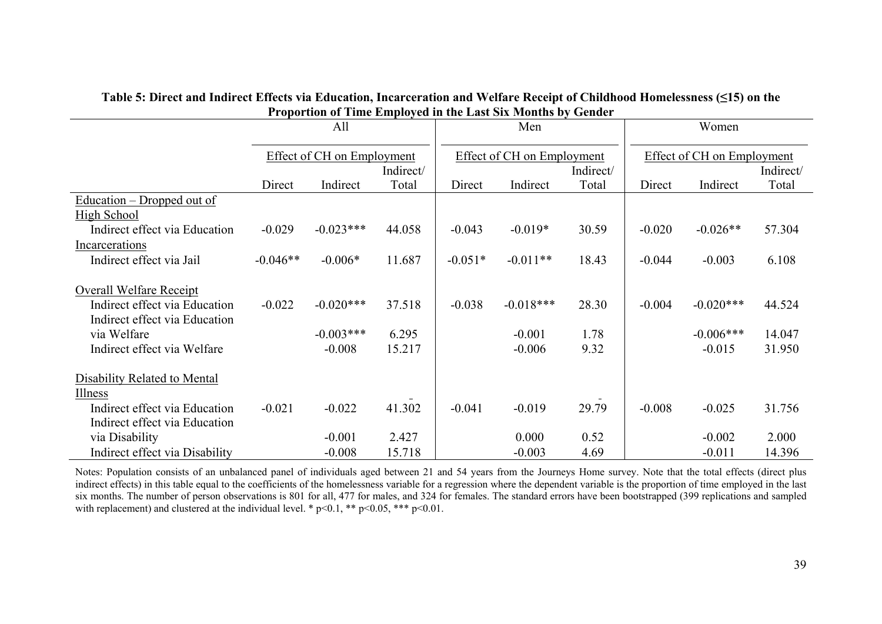**Table 5: Direct and Indirect Effects via Education, Incarceration and Welfare Receipt of Childhood Homelessness (≤15) on the Proportion of Time Employed in the Last Six Months by Gender**

| | All | | | Men | | | Women | | |
|---|---|---|---|---|---|---|---|---|---|
| | Effect of CH on Employment | | | Effect of CH on Employment | | | Effect of CH on Employment | | |
| | Direct | Indirect | Indirect/ Total | Direct | Indirect | Indirect/ Total | Direct | Indirect | Indirect/ Total |
| Education – Dropped out of High School | | | | | | | | | |
| Indirect effect via Education | -0.029 | -0.023*** | 44.058 | -0.043 | -0.019* | 30.59 | -0.020 | -0.026** | 57.304 |
| Incarcerations | | | | | | | | | |
| Indirect effect via Jail | -0.046** | -0.006* | 11.687 | -0.051* | -0.011** | 18.43 | -0.044 | -0.003 | 6.108 |
| Overall Welfare Receipt | | | | | | | | | |
| Indirect effect via Education | -0.022 | -0.020*** | 37.518 | -0.038 | -0.018*** | 28.30 | -0.004 | -0.020*** | 44.524 |
| Indirect effect via Education via Welfare | | -0.003*** | 6.295 | | -0.001 | 1.78 | | -0.006*** | 14.047 |
| Indirect effect via Welfare | | -0.008 | 15.217 | | -0.006 | 9.32 | | -0.015 | 31.950 |
| Disability Related to Mental Illness | | | | | | | | | |
| Indirect effect via Education | -0.021 | -0.022 | 41.302 | -0.041 | -0.019 | 29.79 | -0.008 | -0.025 | 31.756 |
| Indirect effect via Education via Disability | | -0.001 | 2.427 | | 0.000 | 0.52 | | -0.002 | 2.000 |
| Indirect effect via Disability | | -0.008 | 15.718 | | -0.003 | 4.69 | | -0.011 | 14.396 |

Notes: Population consists of an unbalanced panel of individuals aged between 21 and 54 years from the Journeys Home survey. Note that the total effects (direct plus indirect effects) in this table equal to the coefficients of the homelessness variable for a regression where the dependent variable is the proportion of time employed in the last six months. The number of person observations is 801 for all, 477 for males, and 324 for females. The standard errors have been bootstrapped (399 replications and sampled with replacement) and clustered at the individual level. * p<0.1, ** p<0.05, *** p<0.01.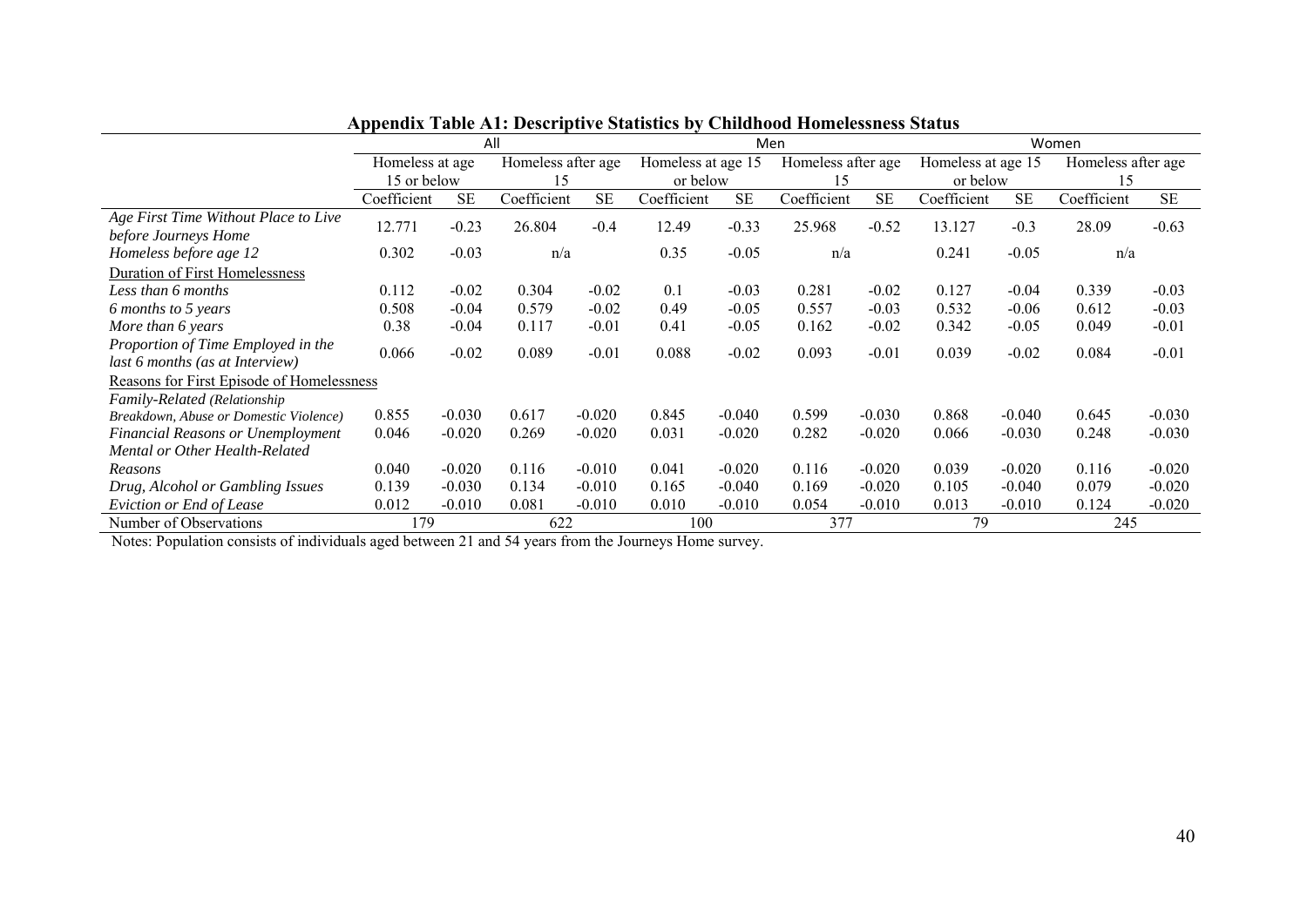**Appendix Table A1: Descriptive Statistics by Childhood Homelessness Status**

| | All | | | | Men | | | | Women | | | |
|---|---|---|---|---|---|---|---|---|---|---|---|---|
| | Homeless at age 15 or below | | Homeless after age 15 | | Homeless at age 15 or below | | Homeless after age 15 | | Homeless at age 15 or below | | Homeless after age 15 | |
| | Coefficient | SE | Coefficient | SE | Coefficient | SE | Coefficient | SE | Coefficient | SE | Coefficient | SE |
| *Age First Time Without Place to Live before Journeys Home* | 12.771 | -0.23 | 26.804 | -0.4 | 12.49 | -0.33 | 25.968 | -0.52 | 13.127 | -0.3 | 28.09 | -0.63 |
| *Homeless before age 12* | 0.302 | -0.03 | n/a | | 0.35 | -0.05 | n/a | | 0.241 | -0.05 | n/a | |
| Duration of First Homelessness | | | | | | | | | | | | |
| *Less than 6 months* | 0.112 | -0.02 | 0.304 | -0.02 | 0.1 | -0.03 | 0.281 | -0.02 | 0.127 | -0.04 | 0.339 | -0.03 |
| *6 months to 5 years* | 0.508 | -0.04 | 0.579 | -0.02 | 0.49 | -0.05 | 0.557 | -0.03 | 0.532 | -0.06 | 0.612 | -0.03 |
| *More than 6 years* | 0.38 | -0.04 | 0.117 | -0.01 | 0.41 | -0.05 | 0.162 | -0.02 | 0.342 | -0.05 | 0.049 | -0.01 |
| *Proportion of Time Employed in the last 6 months (as at Interview)* | 0.066 | -0.02 | 0.089 | -0.01 | 0.088 | -0.02 | 0.093 | -0.01 | 0.039 | -0.02 | 0.084 | -0.01 |
| Reasons for First Episode of Homelessness | | | | | | | | | | | | |
| *Family-Related (Relationship Breakdown, Abuse or Domestic Violence)* | 0.855 | -0.030 | 0.617 | -0.020 | 0.845 | -0.040 | 0.599 | -0.030 | 0.868 | -0.040 | 0.645 | -0.030 |
| *Financial Reasons or Unemployment* | 0.046 | -0.020 | 0.269 | -0.020 | 0.031 | -0.020 | 0.282 | -0.020 | 0.066 | -0.030 | 0.248 | -0.030 |
| *Mental or Other Health-Related Reasons* | 0.040 | -0.020 | 0.116 | -0.010 | 0.041 | -0.020 | 0.116 | -0.020 | 0.039 | -0.020 | 0.116 | -0.020 |
| *Drug, Alcohol or Gambling Issues* | 0.139 | -0.030 | 0.134 | -0.010 | 0.165 | -0.040 | 0.169 | -0.020 | 0.105 | -0.040 | 0.079 | -0.020 |
| *Eviction or End of Lease* | 0.012 | -0.010 | 0.081 | -0.010 | 0.010 | -0.010 | 0.054 | -0.010 | 0.013 | -0.010 | 0.124 | -0.020 |
| Number of Observations | 179 | | 622 | | 100 | | 377 | | 79 | | 245 | |

Notes: Population consists of individuals aged between 21 and 54 years from the Journeys Home survey.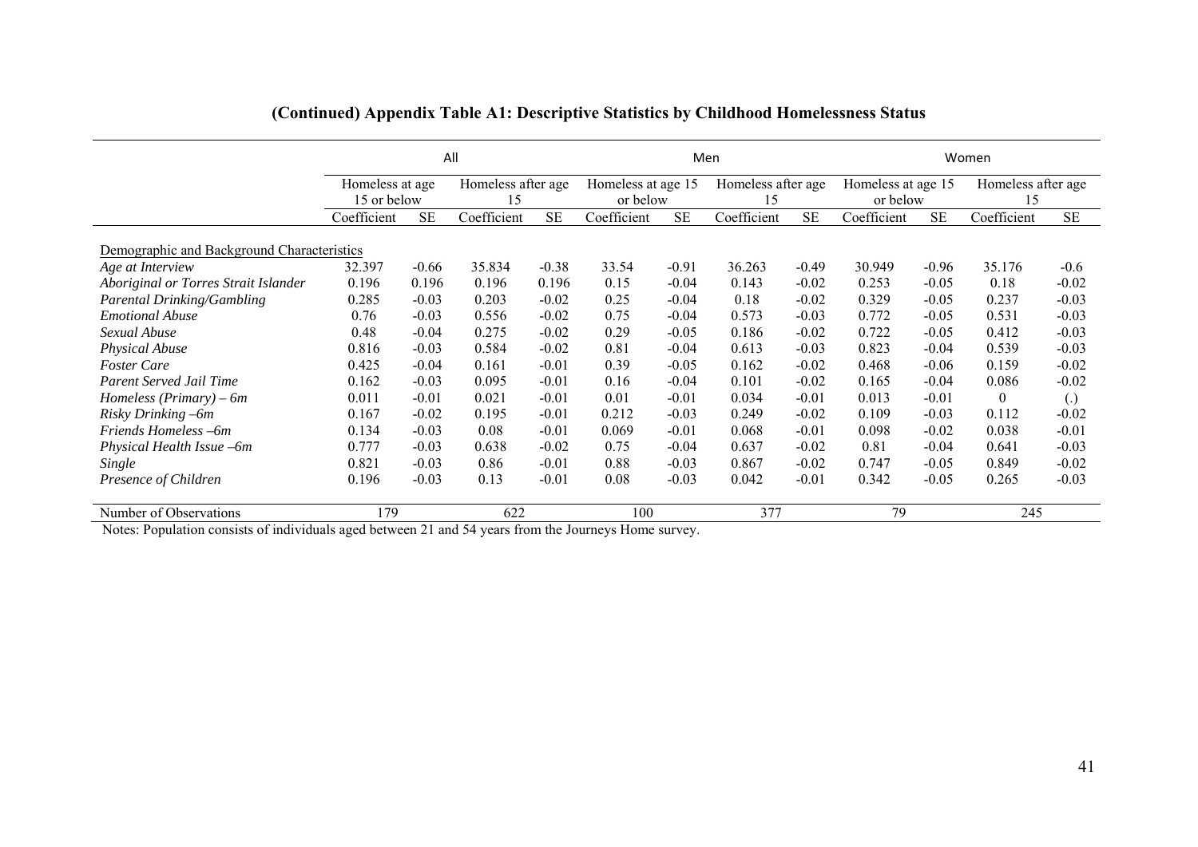## (Continued) Appendix Table A1: Descriptive Statistics by Childhood Homelessness Status

| | All | | | | Men | | | | Women | | | |
|---|---|---|---|---|---|---|---|---|---|---|---|---|
| | Homeless at age 15 or below | | Homeless after age 15 | | Homeless at age 15 or below | | Homeless after age 15 | | Homeless at age 15 or below | | Homeless after age 15 | |
| | Coefficient | SE | Coefficient | SE | Coefficient | SE | Coefficient | SE | Coefficient | SE | Coefficient | SE |
| Demographic and Background Characteristics | | | | | | | | | | | | |
| *Age at Interview* | 32.397 | -0.66 | 35.834 | -0.38 | 33.54 | -0.91 | 36.263 | -0.49 | 30.949 | -0.96 | 35.176 | -0.6 |
| *Aboriginal or Torres Strait Islander* | 0.196 | 0.196 | 0.196 | 0.196 | 0.15 | -0.04 | 0.143 | -0.02 | 0.253 | -0.05 | 0.18 | -0.02 |
| *Parental Drinking/Gambling* | 0.285 | -0.03 | 0.203 | -0.02 | 0.25 | -0.04 | 0.18 | -0.02 | 0.329 | -0.05 | 0.237 | -0.03 |
| *Emotional Abuse* | 0.76 | -0.03 | 0.556 | -0.02 | 0.75 | -0.04 | 0.573 | -0.03 | 0.772 | -0.05 | 0.531 | -0.03 |
| *Sexual Abuse* | 0.48 | -0.04 | 0.275 | -0.02 | 0.29 | -0.05 | 0.186 | -0.02 | 0.722 | -0.05 | 0.412 | -0.03 |
| *Physical Abuse* | 0.816 | -0.03 | 0.584 | -0.02 | 0.81 | -0.04 | 0.613 | -0.03 | 0.823 | -0.04 | 0.539 | -0.03 |
| *Foster Care* | 0.425 | -0.04 | 0.161 | -0.01 | 0.39 | -0.05 | 0.162 | -0.02 | 0.468 | -0.06 | 0.159 | -0.02 |
| *Parent Served Jail Time* | 0.162 | -0.03 | 0.095 | -0.01 | 0.16 | -0.04 | 0.101 | -0.02 | 0.165 | -0.04 | 0.086 | -0.02 |
| *Homeless (Primary) – 6m* | 0.011 | -0.01 | 0.021 | -0.01 | 0.01 | -0.01 | 0.034 | -0.01 | 0.013 | -0.01 | 0 | (.) |
| *Risky Drinking –6m* | 0.167 | -0.02 | 0.195 | -0.01 | 0.212 | -0.03 | 0.249 | -0.02 | 0.109 | -0.03 | 0.112 | -0.02 |
| *Friends Homeless –6m* | 0.134 | -0.03 | 0.08 | -0.01 | 0.069 | -0.01 | 0.068 | -0.01 | 0.098 | -0.02 | 0.038 | -0.01 |
| *Physical Health Issue –6m* | 0.777 | -0.03 | 0.638 | -0.02 | 0.75 | -0.04 | 0.637 | -0.02 | 0.81 | -0.04 | 0.641 | -0.03 |
| *Single* | 0.821 | -0.03 | 0.86 | -0.01 | 0.88 | -0.03 | 0.867 | -0.02 | 0.747 | -0.05 | 0.849 | -0.02 |
| *Presence of Children* | 0.196 | -0.03 | 0.13 | -0.01 | 0.08 | -0.03 | 0.042 | -0.01 | 0.342 | -0.05 | 0.265 | -0.03 |
| Number of Observations | 179 | | 622 | | 100 | | 377 | | 79 | | 245 | |

Notes: Population consists of individuals aged between 21 and 54 years from the Journeys Home survey.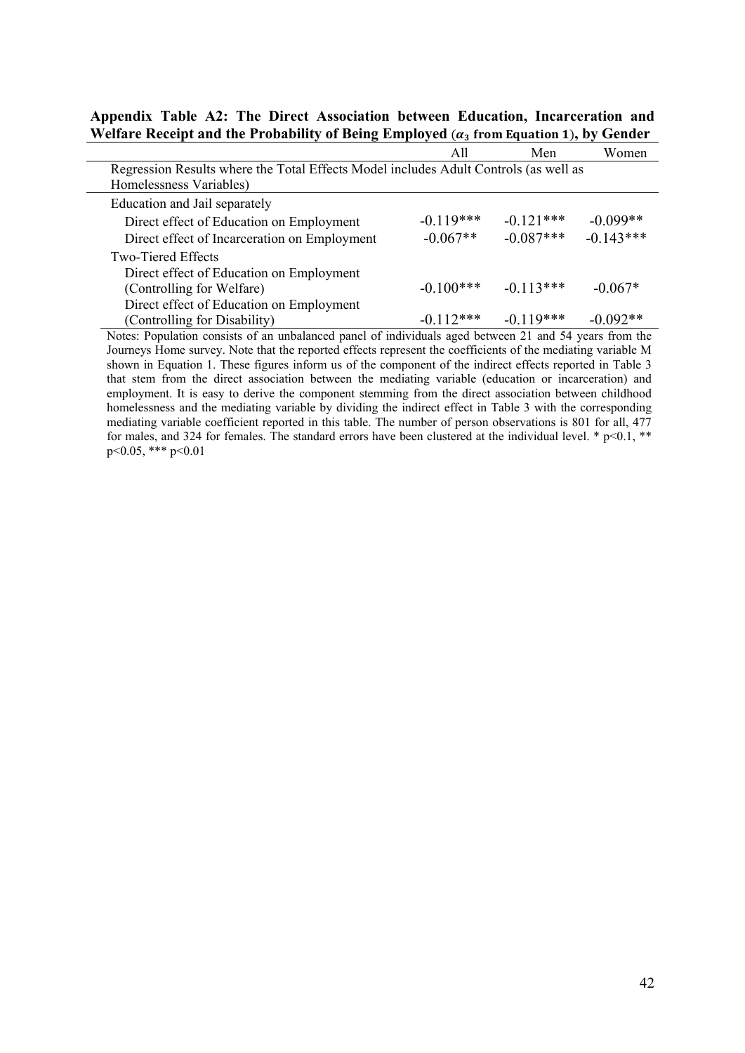**Appendix Table A2: The Direct Association between Education, Incarceration and Welfare Receipt and the Probability of Being Employed ($\alpha_3$ from Equation 1), by Gender**

| | All | Men | Women |
|---|---|---|---|
| Regression Results where the Total Effects Model includes Adult Controls (as well as Homelessness Variables) | | | |
| Education and Jail separately | | | |
| Direct effect of Education on Employment | -0.119*** | -0.121*** | -0.099** |
| Direct effect of Incarceration on Employment | -0.067** | -0.087*** | -0.143*** |
| Two-Tiered Effects | | | |
| Direct effect of Education on Employment (Controlling for Welfare) | -0.100*** | -0.113*** | -0.067* |
| Direct effect of Education on Employment (Controlling for Disability) | -0.112*** | -0.119*** | -0.092** |

Notes: Population consists of an unbalanced panel of individuals aged between 21 and 54 years from the Journeys Home survey. Note that the reported effects represent the coefficients of the mediating variable M shown in Equation 1. These figures inform us of the component of the indirect effects reported in Table 3 that stem from the direct association between the mediating variable (education or incarceration) and employment. It is easy to derive the component stemming from the direct association between childhood homelessness and the mediating variable by dividing the indirect effect in Table 3 with the corresponding mediating variable coefficient reported in this table. The number of person observations is 801 for all, 477 for males, and 324 for females. The standard errors have been clustered at the individual level. * p<0.1, ** p<0.05, *** p<0.01